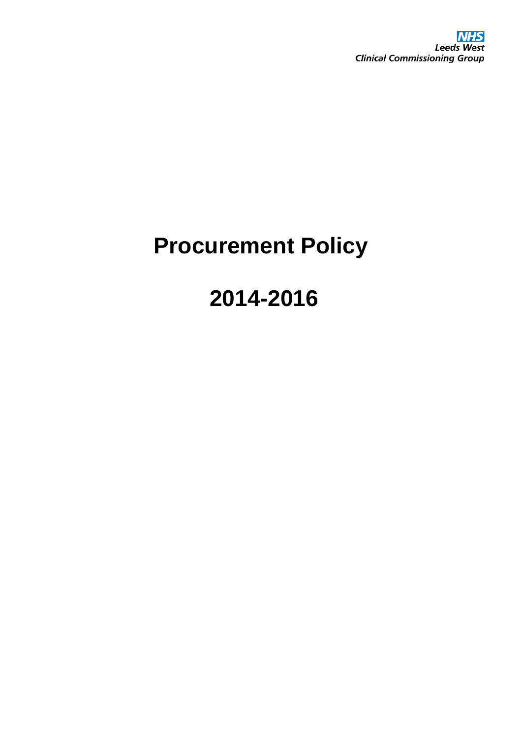NHS
Leeds West
Clinical Commissioning Group

# Procurement Policy

# 2014-2016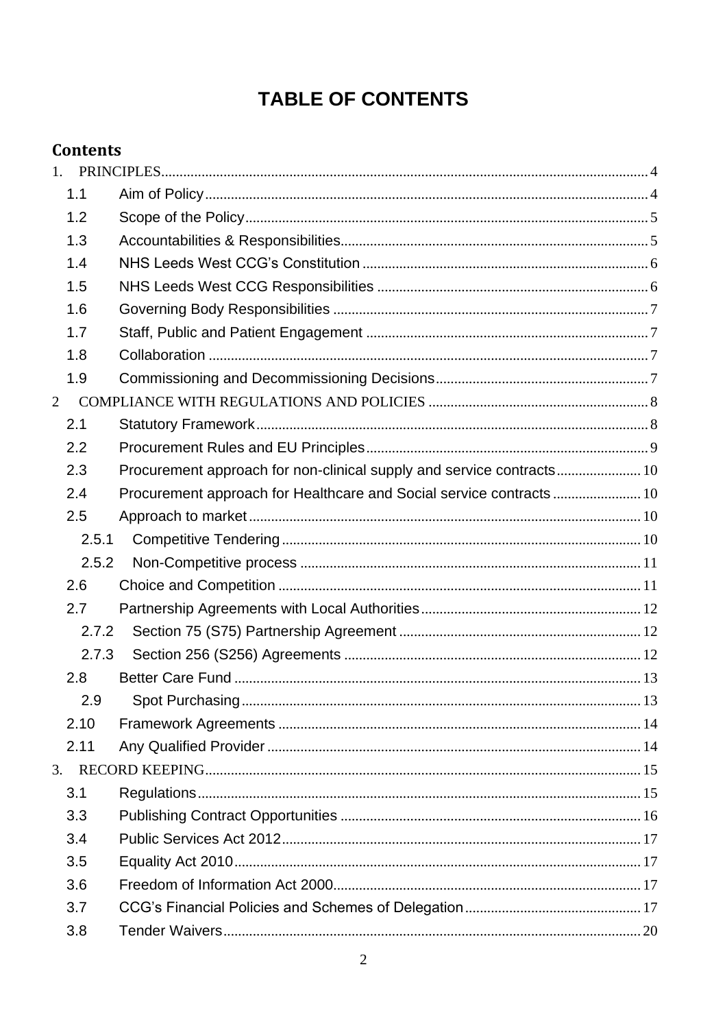# TABLE OF CONTENTS

## Contents

1. PRINCIPLES 4
   - 1.1 Aim of Policy 4
   - 1.2 Scope of the Policy 5
   - 1.3 Accountabilities & Responsibilities 5
   - 1.4 NHS Leeds West CCG's Constitution 6
   - 1.5 NHS Leeds West CCG Responsibilities 6
   - 1.6 Governing Body Responsibilities 7
   - 1.7 Staff, Public and Patient Engagement 7
   - 1.8 Collaboration 7
   - 1.9 Commissioning and Decommissioning Decisions 7
2. COMPLIANCE WITH REGULATIONS AND POLICIES 8
   - 2.1 Statutory Framework 8
   - 2.2 Procurement Rules and EU Principles 9
   - 2.3 Procurement approach for non-clinical supply and service contracts 10
   - 2.4 Procurement approach for Healthcare and Social service contracts 10
   - 2.5 Approach to market 10
     - 2.5.1 Competitive Tendering 10
     - 2.5.2 Non-Competitive process 11
   - 2.6 Choice and Competition 11
   - 2.7 Partnership Agreements with Local Authorities 12
     - 2.7.2 Section 75 (S75) Partnership Agreement 12
     - 2.7.3 Section 256 (S256) Agreements 12
   - 2.8 Better Care Fund 13
     - 2.9 Spot Purchasing 13
   - 2.10 Framework Agreements 14
   - 2.11 Any Qualified Provider 14
3. RECORD KEEPING 15
   - 3.1 Regulations 15
   - 3.3 Publishing Contract Opportunities 16
   - 3.4 Public Services Act 2012 17
   - 3.5 Equality Act 2010 17
   - 3.6 Freedom of Information Act 2000 17
   - 3.7 CCG's Financial Policies and Schemes of Delegation 17
   - 3.8 Tender Waivers 20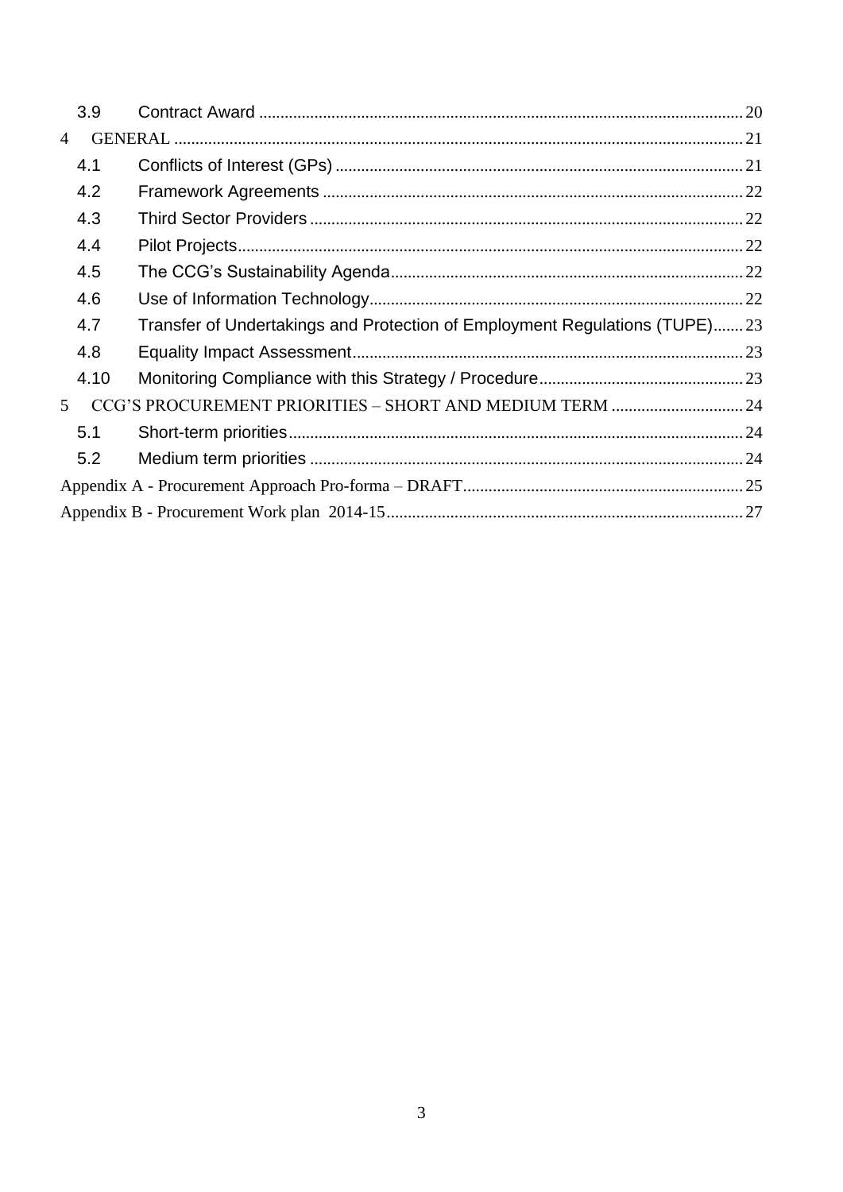3.9 Contract Award ........ 20

4 GENERAL ........ 21

4.1 Conflicts of Interest (GPs) ........ 21

4.2 Framework Agreements ........ 22

4.3 Third Sector Providers ........ 22

4.4 Pilot Projects ........ 22

4.5 The CCG's Sustainability Agenda ........ 22

4.6 Use of Information Technology ........ 22

4.7 Transfer of Undertakings and Protection of Employment Regulations (TUPE) ........ 23

4.8 Equality Impact Assessment ........ 23

4.10 Monitoring Compliance with this Strategy / Procedure ........ 23

5 CCG'S PROCUREMENT PRIORITIES – SHORT AND MEDIUM TERM ........ 24

5.1 Short-term priorities ........ 24

5.2 Medium term priorities ........ 24

Appendix A - Procurement Approach Pro-forma – DRAFT ........ 25

Appendix B - Procurement Work plan 2014-15 ........ 27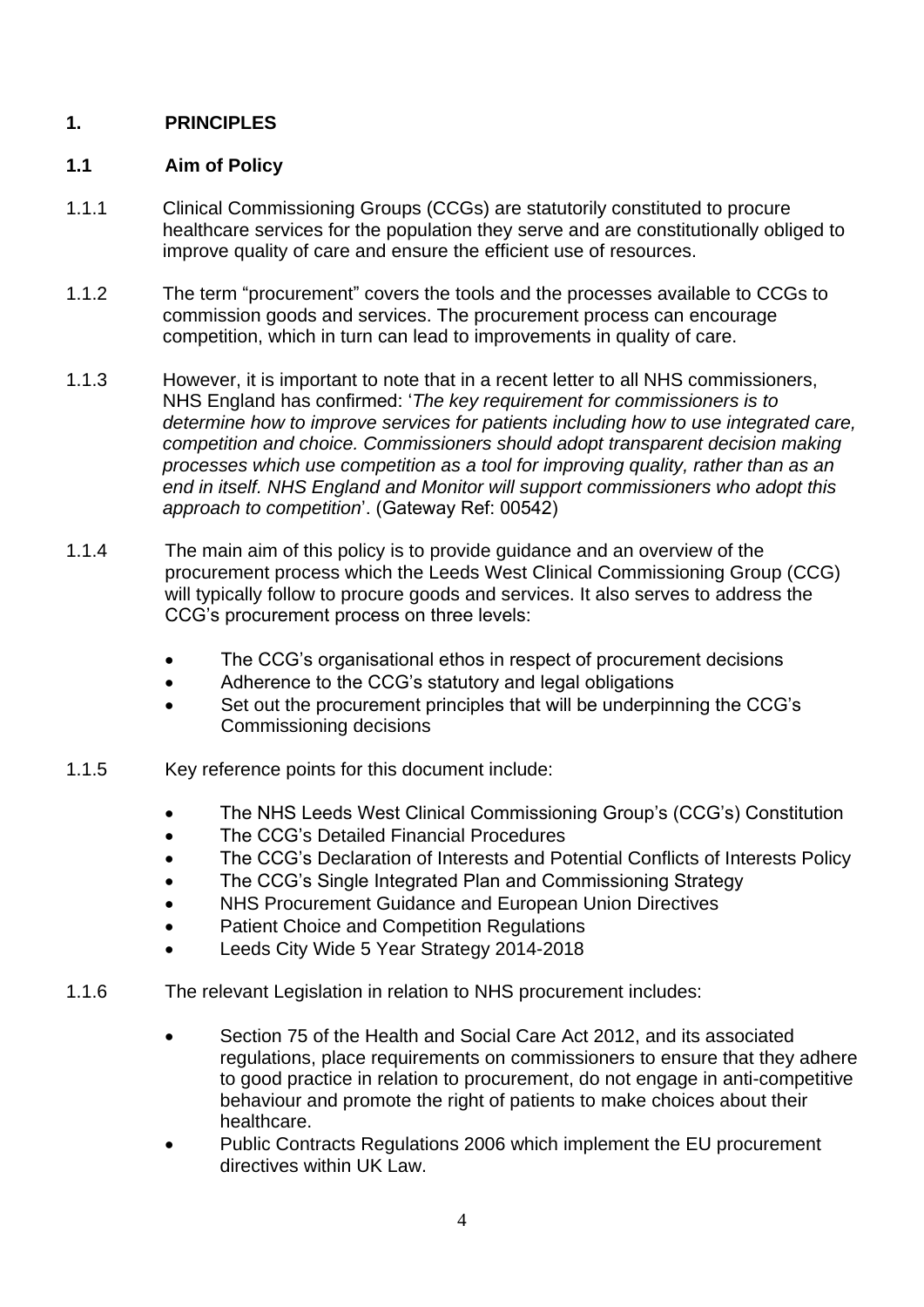# 1. PRINCIPLES

## 1.1 Aim of Policy

1.1.1 Clinical Commissioning Groups (CCGs) are statutorily constituted to procure healthcare services for the population they serve and are constitutionally obliged to improve quality of care and ensure the efficient use of resources.

1.1.2 The term "procurement" covers the tools and the processes available to CCGs to commission goods and services. The procurement process can encourage competition, which in turn can lead to improvements in quality of care.

1.1.3 However, it is important to note that in a recent letter to all NHS commissioners, NHS England has confirmed: '*The key requirement for commissioners is to determine how to improve services for patients including how to use integrated care, competition and choice. Commissioners should adopt transparent decision making processes which use competition as a tool for improving quality, rather than as an end in itself. NHS England and Monitor will support commissioners who adopt this approach to competition*'. (Gateway Ref: 00542)

1.1.4 The main aim of this policy is to provide guidance and an overview of the procurement process which the Leeds West Clinical Commissioning Group (CCG) will typically follow to procure goods and services. It also serves to address the CCG's procurement process on three levels:

- The CCG's organisational ethos in respect of procurement decisions
- Adherence to the CCG's statutory and legal obligations
- Set out the procurement principles that will be underpinning the CCG's Commissioning decisions

1.1.5 Key reference points for this document include:

- The NHS Leeds West Clinical Commissioning Group's (CCG's) Constitution
- The CCG's Detailed Financial Procedures
- The CCG's Declaration of Interests and Potential Conflicts of Interests Policy
- The CCG's Single Integrated Plan and Commissioning Strategy
- NHS Procurement Guidance and European Union Directives
- Patient Choice and Competition Regulations
- Leeds City Wide 5 Year Strategy 2014-2018

1.1.6 The relevant Legislation in relation to NHS procurement includes:

- Section 75 of the Health and Social Care Act 2012, and its associated regulations, place requirements on commissioners to ensure that they adhere to good practice in relation to procurement, do not engage in anti-competitive behaviour and promote the right of patients to make choices about their healthcare.
- Public Contracts Regulations 2006 which implement the EU procurement directives within UK Law.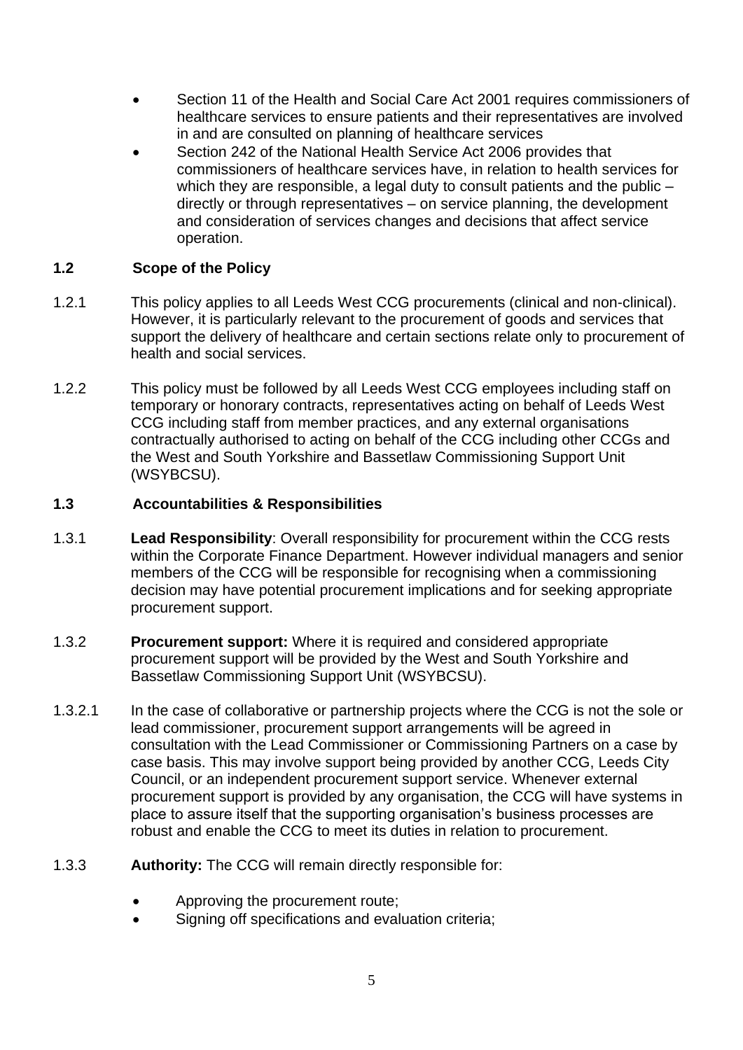- Section 11 of the Health and Social Care Act 2001 requires commissioners of healthcare services to ensure patients and their representatives are involved in and are consulted on planning of healthcare services
- Section 242 of the National Health Service Act 2006 provides that commissioners of healthcare services have, in relation to health services for which they are responsible, a legal duty to consult patients and the public – directly or through representatives – on service planning, the development and consideration of services changes and decisions that affect service operation.

### 1.2 Scope of the Policy

1.2.1 This policy applies to all Leeds West CCG procurements (clinical and non-clinical). However, it is particularly relevant to the procurement of goods and services that support the delivery of healthcare and certain sections relate only to procurement of health and social services.

1.2.2 This policy must be followed by all Leeds West CCG employees including staff on temporary or honorary contracts, representatives acting on behalf of Leeds West CCG including staff from member practices, and any external organisations contractually authorised to acting on behalf of the CCG including other CCGs and the West and South Yorkshire and Bassetlaw Commissioning Support Unit (WSYBCSU).

### 1.3 Accountabilities & Responsibilities

1.3.1 **Lead Responsibility**: Overall responsibility for procurement within the CCG rests within the Corporate Finance Department. However individual managers and senior members of the CCG will be responsible for recognising when a commissioning decision may have potential procurement implications and for seeking appropriate procurement support.

1.3.2 **Procurement support:** Where it is required and considered appropriate procurement support will be provided by the West and South Yorkshire and Bassetlaw Commissioning Support Unit (WSYBCSU).

1.3.2.1 In the case of collaborative or partnership projects where the CCG is not the sole or lead commissioner, procurement support arrangements will be agreed in consultation with the Lead Commissioner or Commissioning Partners on a case by case basis. This may involve support being provided by another CCG, Leeds City Council, or an independent procurement support service. Whenever external procurement support is provided by any organisation, the CCG will have systems in place to assure itself that the supporting organisation's business processes are robust and enable the CCG to meet its duties in relation to procurement.

1.3.3 **Authority:** The CCG will remain directly responsible for:

- Approving the procurement route;
- Signing off specifications and evaluation criteria;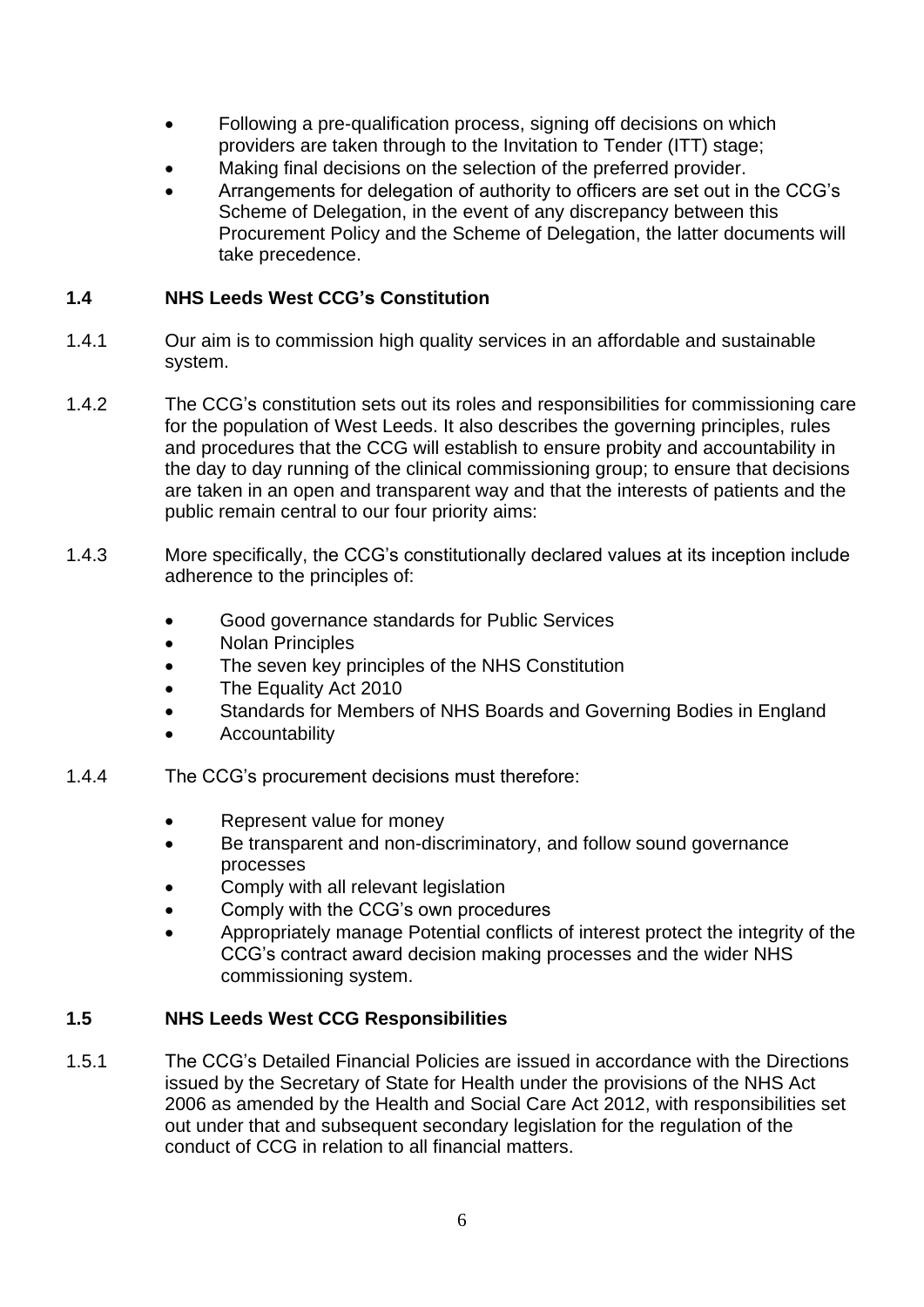- Following a pre-qualification process, signing off decisions on which providers are taken through to the Invitation to Tender (ITT) stage;
- Making final decisions on the selection of the preferred provider.
- Arrangements for delegation of authority to officers are set out in the CCG's Scheme of Delegation, in the event of any discrepancy between this Procurement Policy and the Scheme of Delegation, the latter documents will take precedence.

### 1.4 NHS Leeds West CCG's Constitution

1.4.1 Our aim is to commission high quality services in an affordable and sustainable system.

1.4.2 The CCG's constitution sets out its roles and responsibilities for commissioning care for the population of West Leeds. It also describes the governing principles, rules and procedures that the CCG will establish to ensure probity and accountability in the day to day running of the clinical commissioning group; to ensure that decisions are taken in an open and transparent way and that the interests of patients and the public remain central to our four priority aims:

1.4.3 More specifically, the CCG's constitutionally declared values at its inception include adherence to the principles of:

- Good governance standards for Public Services
- Nolan Principles
- The seven key principles of the NHS Constitution
- The Equality Act 2010
- Standards for Members of NHS Boards and Governing Bodies in England
- Accountability

1.4.4 The CCG's procurement decisions must therefore:

- Represent value for money
- Be transparent and non-discriminatory, and follow sound governance processes
- Comply with all relevant legislation
- Comply with the CCG's own procedures
- Appropriately manage Potential conflicts of interest protect the integrity of the CCG's contract award decision making processes and the wider NHS commissioning system.

### 1.5 NHS Leeds West CCG Responsibilities

1.5.1 The CCG's Detailed Financial Policies are issued in accordance with the Directions issued by the Secretary of State for Health under the provisions of the NHS Act 2006 as amended by the Health and Social Care Act 2012, with responsibilities set out under that and subsequent secondary legislation for the regulation of the conduct of CCG in relation to all financial matters.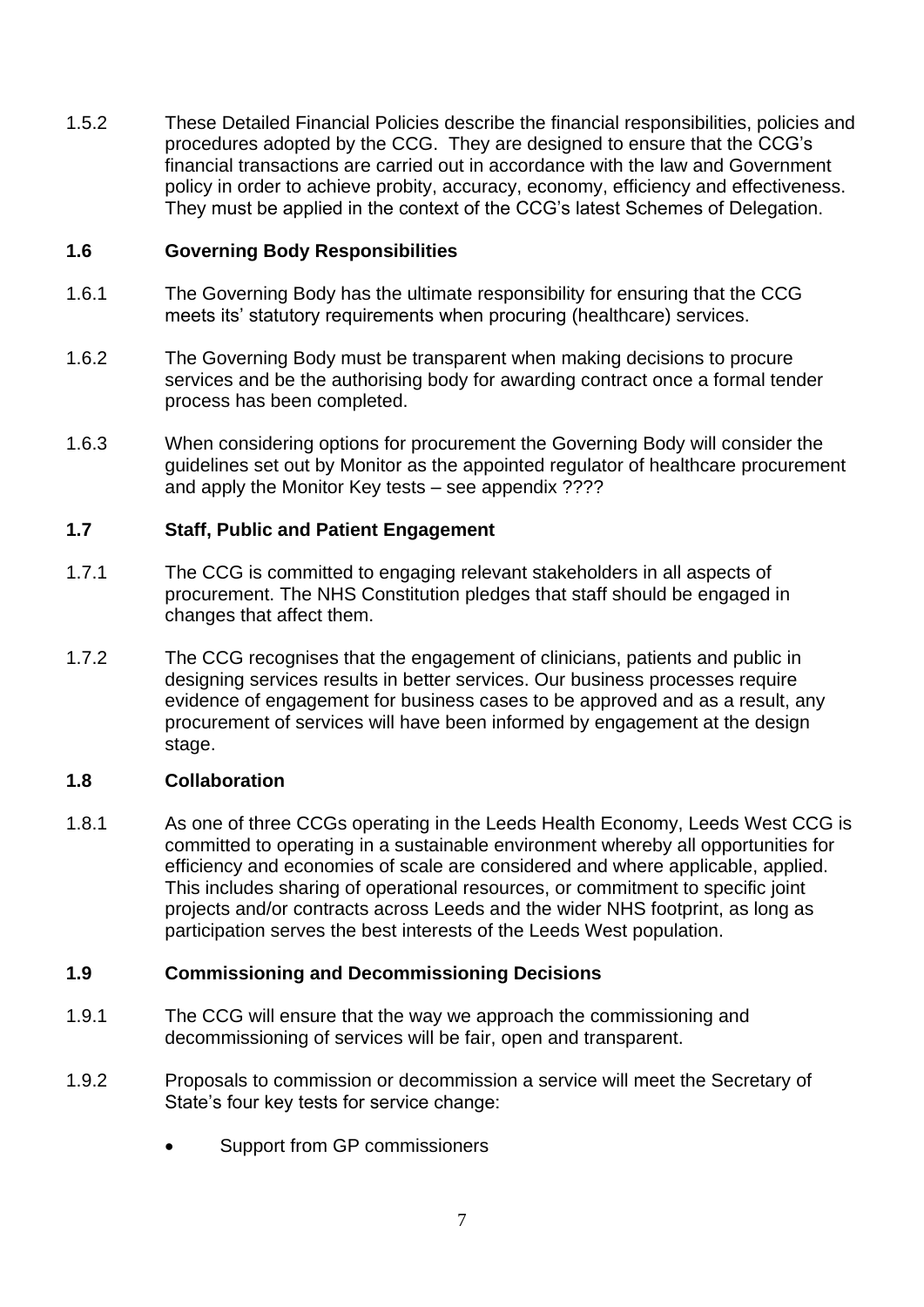1.5.2 These Detailed Financial Policies describe the financial responsibilities, policies and procedures adopted by the CCG. They are designed to ensure that the CCG's financial transactions are carried out in accordance with the law and Government policy in order to achieve probity, accuracy, economy, efficiency and effectiveness. They must be applied in the context of the CCG's latest Schemes of Delegation.

### 1.6 Governing Body Responsibilities

1.6.1 The Governing Body has the ultimate responsibility for ensuring that the CCG meets its' statutory requirements when procuring (healthcare) services.

1.6.2 The Governing Body must be transparent when making decisions to procure services and be the authorising body for awarding contract once a formal tender process has been completed.

1.6.3 When considering options for procurement the Governing Body will consider the guidelines set out by Monitor as the appointed regulator of healthcare procurement and apply the Monitor Key tests – see appendix ????

### 1.7 Staff, Public and Patient Engagement

1.7.1 The CCG is committed to engaging relevant stakeholders in all aspects of procurement. The NHS Constitution pledges that staff should be engaged in changes that affect them.

1.7.2 The CCG recognises that the engagement of clinicians, patients and public in designing services results in better services. Our business processes require evidence of engagement for business cases to be approved and as a result, any procurement of services will have been informed by engagement at the design stage.

### 1.8 Collaboration

1.8.1 As one of three CCGs operating in the Leeds Health Economy, Leeds West CCG is committed to operating in a sustainable environment whereby all opportunities for efficiency and economies of scale are considered and where applicable, applied. This includes sharing of operational resources, or commitment to specific joint projects and/or contracts across Leeds and the wider NHS footprint, as long as participation serves the best interests of the Leeds West population.

### 1.9 Commissioning and Decommissioning Decisions

1.9.1 The CCG will ensure that the way we approach the commissioning and decommissioning of services will be fair, open and transparent.

1.9.2 Proposals to commission or decommission a service will meet the Secretary of State's four key tests for service change:

- Support from GP commissioners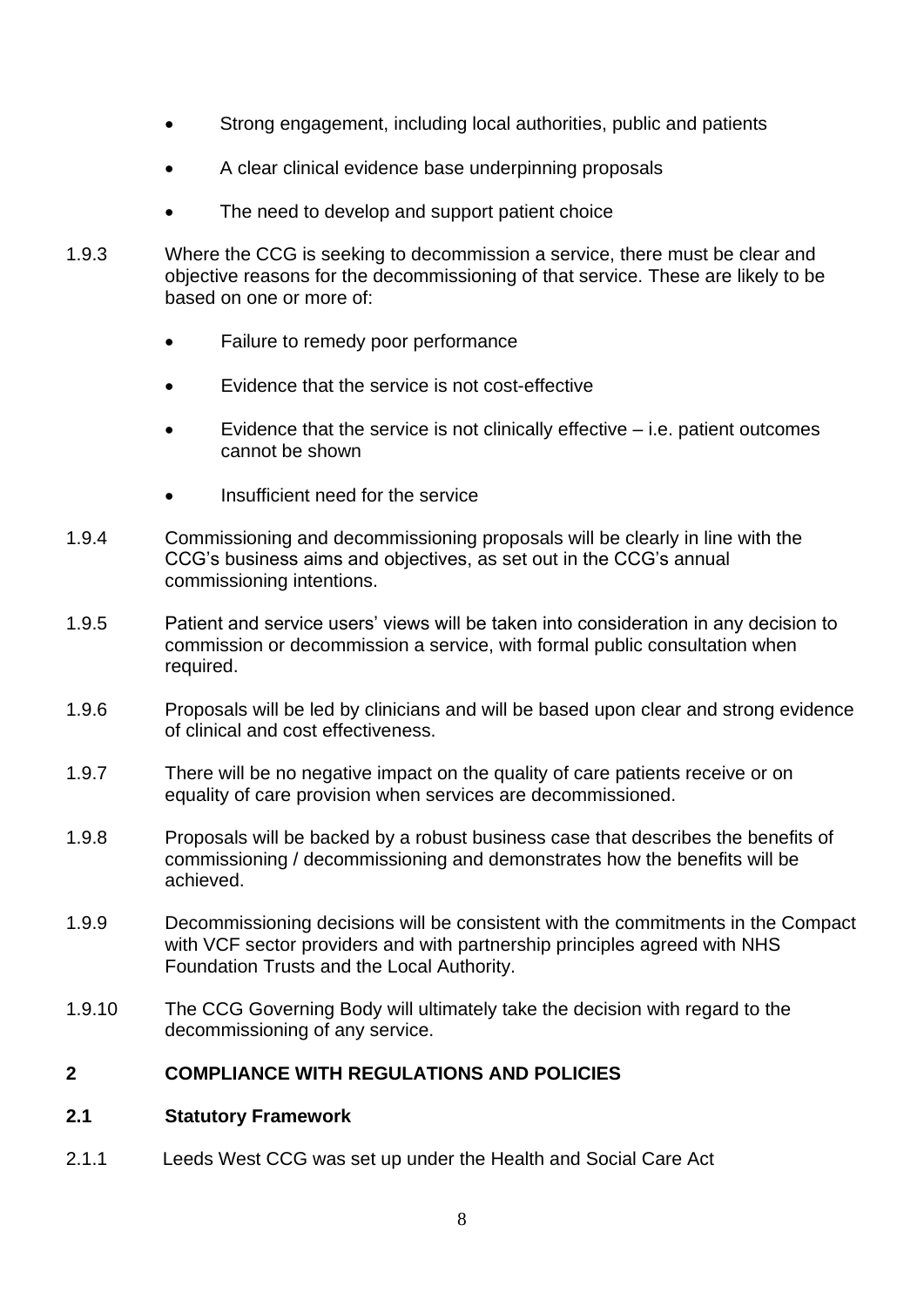- Strong engagement, including local authorities, public and patients
- A clear clinical evidence base underpinning proposals
- The need to develop and support patient choice

1.9.3 Where the CCG is seeking to decommission a service, there must be clear and objective reasons for the decommissioning of that service. These are likely to be based on one or more of:

- Failure to remedy poor performance
- Evidence that the service is not cost-effective
- Evidence that the service is not clinically effective – i.e. patient outcomes cannot be shown
- Insufficient need for the service

1.9.4 Commissioning and decommissioning proposals will be clearly in line with the CCG's business aims and objectives, as set out in the CCG's annual commissioning intentions.

1.9.5 Patient and service users' views will be taken into consideration in any decision to commission or decommission a service, with formal public consultation when required.

1.9.6 Proposals will be led by clinicians and will be based upon clear and strong evidence of clinical and cost effectiveness.

1.9.7 There will be no negative impact on the quality of care patients receive or on equality of care provision when services are decommissioned.

1.9.8 Proposals will be backed by a robust business case that describes the benefits of commissioning / decommissioning and demonstrates how the benefits will be achieved.

1.9.9 Decommissioning decisions will be consistent with the commitments in the Compact with VCF sector providers and with partnership principles agreed with NHS Foundation Trusts and the Local Authority.

1.9.10 The CCG Governing Body will ultimately take the decision with regard to the decommissioning of any service.

## 2 COMPLIANCE WITH REGULATIONS AND POLICIES

### 2.1 Statutory Framework

2.1.1 Leeds West CCG was set up under the Health and Social Care Act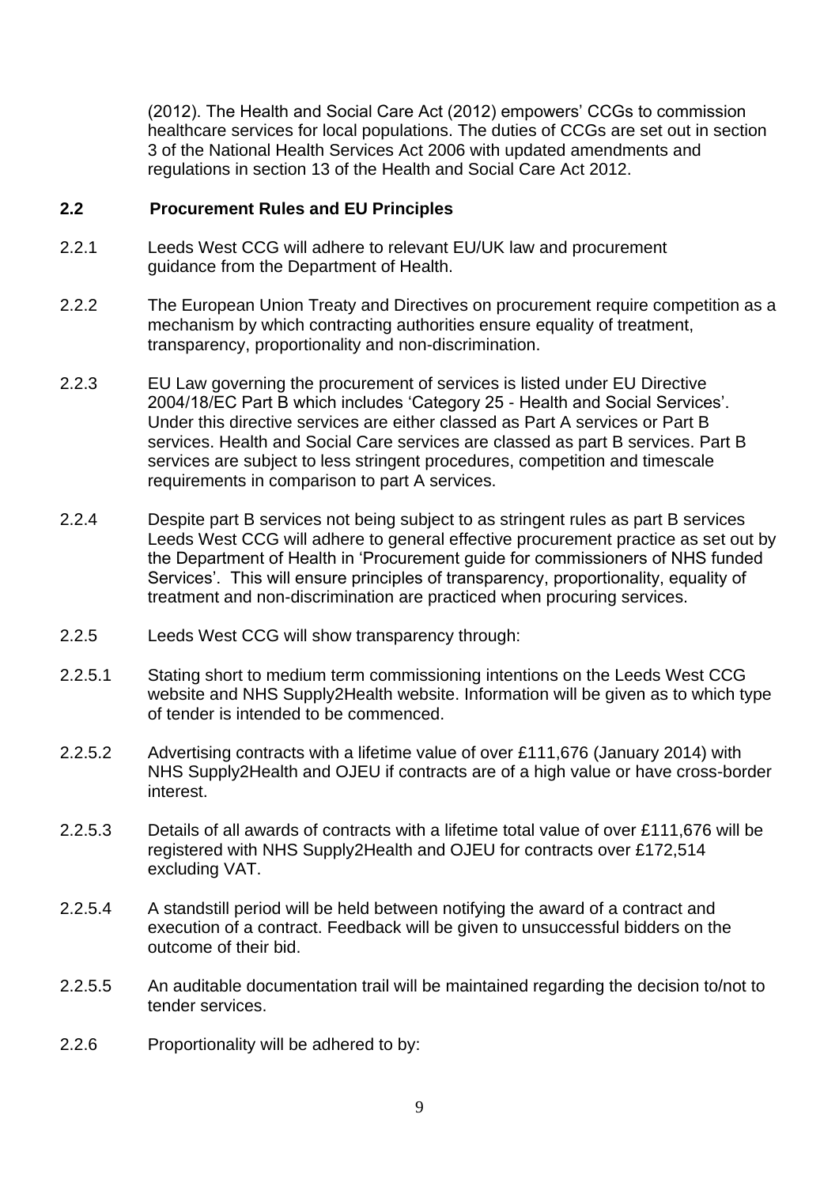(2012). The Health and Social Care Act (2012) empowers' CCGs to commission healthcare services for local populations. The duties of CCGs are set out in section 3 of the National Health Services Act 2006 with updated amendments and regulations in section 13 of the Health and Social Care Act 2012.

## 2.2 Procurement Rules and EU Principles

2.2.1 Leeds West CCG will adhere to relevant EU/UK law and procurement guidance from the Department of Health.

2.2.2 The European Union Treaty and Directives on procurement require competition as a mechanism by which contracting authorities ensure equality of treatment, transparency, proportionality and non-discrimination.

2.2.3 EU Law governing the procurement of services is listed under EU Directive 2004/18/EC Part B which includes 'Category 25 - Health and Social Services'. Under this directive services are either classed as Part A services or Part B services. Health and Social Care services are classed as part B services. Part B services are subject to less stringent procedures, competition and timescale requirements in comparison to part A services.

2.2.4 Despite part B services not being subject to as stringent rules as part B services Leeds West CCG will adhere to general effective procurement practice as set out by the Department of Health in 'Procurement guide for commissioners of NHS funded Services'. This will ensure principles of transparency, proportionality, equality of treatment and non-discrimination are practiced when procuring services.

2.2.5 Leeds West CCG will show transparency through:

2.2.5.1 Stating short to medium term commissioning intentions on the Leeds West CCG website and NHS Supply2Health website. Information will be given as to which type of tender is intended to be commenced.

2.2.5.2 Advertising contracts with a lifetime value of over £111,676 (January 2014) with NHS Supply2Health and OJEU if contracts are of a high value or have cross-border interest.

2.2.5.3 Details of all awards of contracts with a lifetime total value of over £111,676 will be registered with NHS Supply2Health and OJEU for contracts over £172,514 excluding VAT.

2.2.5.4 A standstill period will be held between notifying the award of a contract and execution of a contract. Feedback will be given to unsuccessful bidders on the outcome of their bid.

2.2.5.5 An auditable documentation trail will be maintained regarding the decision to/not to tender services.

2.2.6 Proportionality will be adhered to by: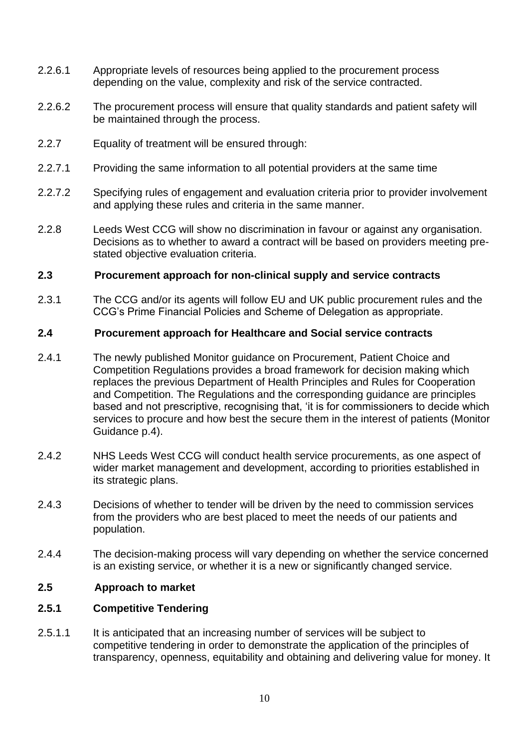2.2.6.1 Appropriate levels of resources being applied to the procurement process depending on the value, complexity and risk of the service contracted.

2.2.6.2 The procurement process will ensure that quality standards and patient safety will be maintained through the process.

2.2.7 Equality of treatment will be ensured through:

2.2.7.1 Providing the same information to all potential providers at the same time

2.2.7.2 Specifying rules of engagement and evaluation criteria prior to provider involvement and applying these rules and criteria in the same manner.

2.2.8 Leeds West CCG will show no discrimination in favour or against any organisation. Decisions as to whether to award a contract will be based on providers meeting pre-stated objective evaluation criteria.

### 2.3 Procurement approach for non-clinical supply and service contracts

2.3.1 The CCG and/or its agents will follow EU and UK public procurement rules and the CCG's Prime Financial Policies and Scheme of Delegation as appropriate.

### 2.4 Procurement approach for Healthcare and Social service contracts

2.4.1 The newly published Monitor guidance on Procurement, Patient Choice and Competition Regulations provides a broad framework for decision making which replaces the previous Department of Health Principles and Rules for Cooperation and Competition. The Regulations and the corresponding guidance are principles based and not prescriptive, recognising that, 'it is for commissioners to decide which services to procure and how best the secure them in the interest of patients (Monitor Guidance p.4).

2.4.2 NHS Leeds West CCG will conduct health service procurements, as one aspect of wider market management and development, according to priorities established in its strategic plans.

2.4.3 Decisions of whether to tender will be driven by the need to commission services from the providers who are best placed to meet the needs of our patients and population.

2.4.4 The decision-making process will vary depending on whether the service concerned is an existing service, or whether it is a new or significantly changed service.

### 2.5 Approach to market

#### 2.5.1 Competitive Tendering

2.5.1.1 It is anticipated that an increasing number of services will be subject to competitive tendering in order to demonstrate the application of the principles of transparency, openness, equitability and obtaining and delivering value for money. It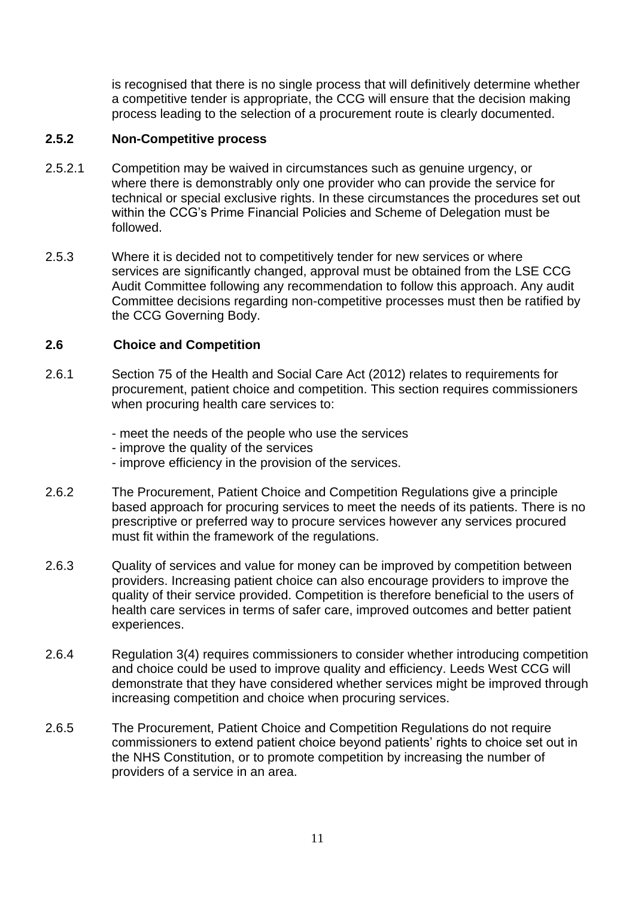is recognised that there is no single process that will definitively determine whether a competitive tender is appropriate, the CCG will ensure that the decision making process leading to the selection of a procurement route is clearly documented.

### 2.5.2 Non-Competitive process

2.5.2.1 Competition may be waived in circumstances such as genuine urgency, or where there is demonstrably only one provider who can provide the service for technical or special exclusive rights. In these circumstances the procedures set out within the CCG's Prime Financial Policies and Scheme of Delegation must be followed.

2.5.3 Where it is decided not to competitively tender for new services or where services are significantly changed, approval must be obtained from the LSE CCG Audit Committee following any recommendation to follow this approach. Any audit Committee decisions regarding non-competitive processes must then be ratified by the CCG Governing Body.

### 2.6 Choice and Competition

2.6.1 Section 75 of the Health and Social Care Act (2012) relates to requirements for procurement, patient choice and competition. This section requires commissioners when procuring health care services to:

- meet the needs of the people who use the services
- improve the quality of the services
- improve efficiency in the provision of the services.

2.6.2 The Procurement, Patient Choice and Competition Regulations give a principle based approach for procuring services to meet the needs of its patients. There is no prescriptive or preferred way to procure services however any services procured must fit within the framework of the regulations.

2.6.3 Quality of services and value for money can be improved by competition between providers. Increasing patient choice can also encourage providers to improve the quality of their service provided. Competition is therefore beneficial to the users of health care services in terms of safer care, improved outcomes and better patient experiences.

2.6.4 Regulation 3(4) requires commissioners to consider whether introducing competition and choice could be used to improve quality and efficiency. Leeds West CCG will demonstrate that they have considered whether services might be improved through increasing competition and choice when procuring services.

2.6.5 The Procurement, Patient Choice and Competition Regulations do not require commissioners to extend patient choice beyond patients' rights to choice set out in the NHS Constitution, or to promote competition by increasing the number of providers of a service in an area.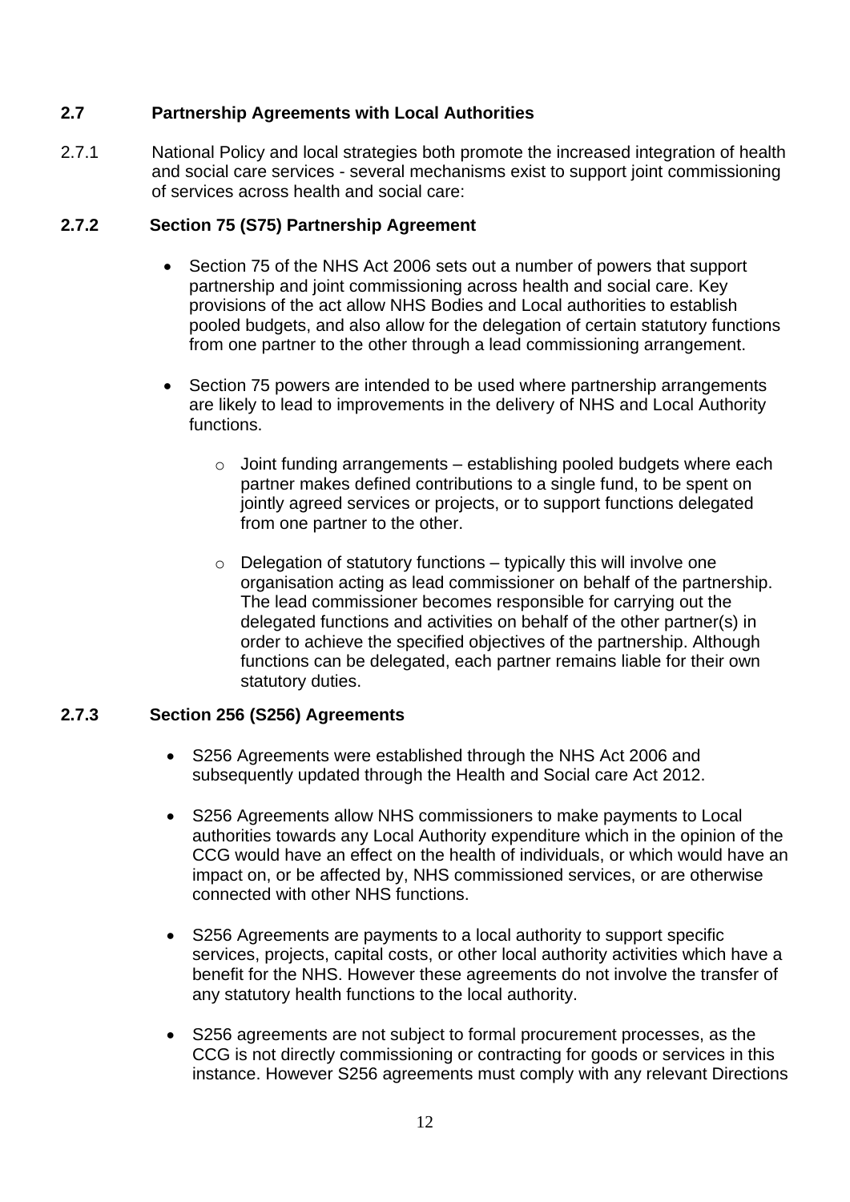## 2.7 Partnership Agreements with Local Authorities

2.7.1 National Policy and local strategies both promote the increased integration of health and social care services - several mechanisms exist to support joint commissioning of services across health and social care:

### 2.7.2 Section 75 (S75) Partnership Agreement

- Section 75 of the NHS Act 2006 sets out a number of powers that support partnership and joint commissioning across health and social care. Key provisions of the act allow NHS Bodies and Local authorities to establish pooled budgets, and also allow for the delegation of certain statutory functions from one partner to the other through a lead commissioning arrangement.
- Section 75 powers are intended to be used where partnership arrangements are likely to lead to improvements in the delivery of NHS and Local Authority functions.
  - Joint funding arrangements – establishing pooled budgets where each partner makes defined contributions to a single fund, to be spent on jointly agreed services or projects, or to support functions delegated from one partner to the other.
  - Delegation of statutory functions – typically this will involve one organisation acting as lead commissioner on behalf of the partnership. The lead commissioner becomes responsible for carrying out the delegated functions and activities on behalf of the other partner(s) in order to achieve the specified objectives of the partnership. Although functions can be delegated, each partner remains liable for their own statutory duties.

### 2.7.3 Section 256 (S256) Agreements

- S256 Agreements were established through the NHS Act 2006 and subsequently updated through the Health and Social care Act 2012.
- S256 Agreements allow NHS commissioners to make payments to Local authorities towards any Local Authority expenditure which in the opinion of the CCG would have an effect on the health of individuals, or which would have an impact on, or be affected by, NHS commissioned services, or are otherwise connected with other NHS functions.
- S256 Agreements are payments to a local authority to support specific services, projects, capital costs, or other local authority activities which have a benefit for the NHS. However these agreements do not involve the transfer of any statutory health functions to the local authority.
- S256 agreements are not subject to formal procurement processes, as the CCG is not directly commissioning or contracting for goods or services in this instance. However S256 agreements must comply with any relevant Directions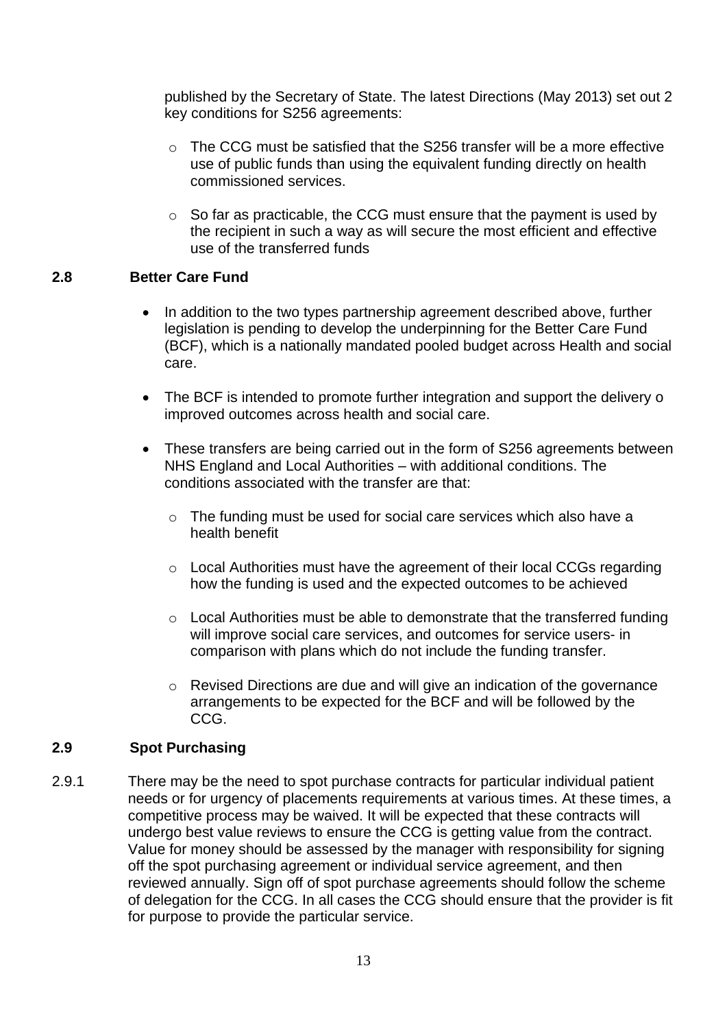published by the Secretary of State. The latest Directions (May 2013) set out 2 key conditions for S256 agreements:

- The CCG must be satisfied that the S256 transfer will be a more effective use of public funds than using the equivalent funding directly on health commissioned services.
- So far as practicable, the CCG must ensure that the payment is used by the recipient in such a way as will secure the most efficient and effective use of the transferred funds

### 2.8 Better Care Fund

- In addition to the two types partnership agreement described above, further legislation is pending to develop the underpinning for the Better Care Fund (BCF), which is a nationally mandated pooled budget across Health and social care.
- The BCF is intended to promote further integration and support the delivery o improved outcomes across health and social care.
- These transfers are being carried out in the form of S256 agreements between NHS England and Local Authorities – with additional conditions. The conditions associated with the transfer are that:
  - The funding must be used for social care services which also have a health benefit
  - Local Authorities must have the agreement of their local CCGs regarding how the funding is used and the expected outcomes to be achieved
  - Local Authorities must be able to demonstrate that the transferred funding will improve social care services, and outcomes for service users- in comparison with plans which do not include the funding transfer.
  - Revised Directions are due and will give an indication of the governance arrangements to be expected for the BCF and will be followed by the CCG.

### 2.9 Spot Purchasing

2.9.1 There may be the need to spot purchase contracts for particular individual patient needs or for urgency of placements requirements at various times. At these times, a competitive process may be waived. It will be expected that these contracts will undergo best value reviews to ensure the CCG is getting value from the contract. Value for money should be assessed by the manager with responsibility for signing off the spot purchasing agreement or individual service agreement, and then reviewed annually. Sign off of spot purchase agreements should follow the scheme of delegation for the CCG. In all cases the CCG should ensure that the provider is fit for purpose to provide the particular service.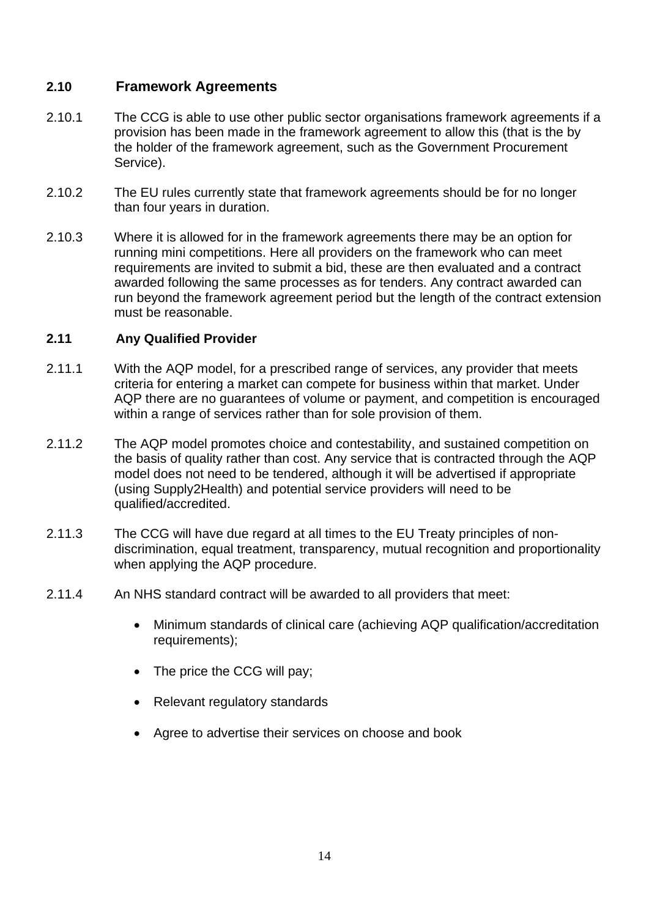## 2.10 Framework Agreements

2.10.1 The CCG is able to use other public sector organisations framework agreements if a provision has been made in the framework agreement to allow this (that is the by the holder of the framework agreement, such as the Government Procurement Service).

2.10.2 The EU rules currently state that framework agreements should be for no longer than four years in duration.

2.10.3 Where it is allowed for in the framework agreements there may be an option for running mini competitions. Here all providers on the framework who can meet requirements are invited to submit a bid, these are then evaluated and a contract awarded following the same processes as for tenders. Any contract awarded can run beyond the framework agreement period but the length of the contract extension must be reasonable.

## 2.11 Any Qualified Provider

2.11.1 With the AQP model, for a prescribed range of services, any provider that meets criteria for entering a market can compete for business within that market. Under AQP there are no guarantees of volume or payment, and competition is encouraged within a range of services rather than for sole provision of them.

2.11.2 The AQP model promotes choice and contestability, and sustained competition on the basis of quality rather than cost. Any service that is contracted through the AQP model does not need to be tendered, although it will be advertised if appropriate (using Supply2Health) and potential service providers will need to be qualified/accredited.

2.11.3 The CCG will have due regard at all times to the EU Treaty principles of non-discrimination, equal treatment, transparency, mutual recognition and proportionality when applying the AQP procedure.

2.11.4 An NHS standard contract will be awarded to all providers that meet:

- Minimum standards of clinical care (achieving AQP qualification/accreditation requirements);
- The price the CCG will pay;
- Relevant regulatory standards
- Agree to advertise their services on choose and book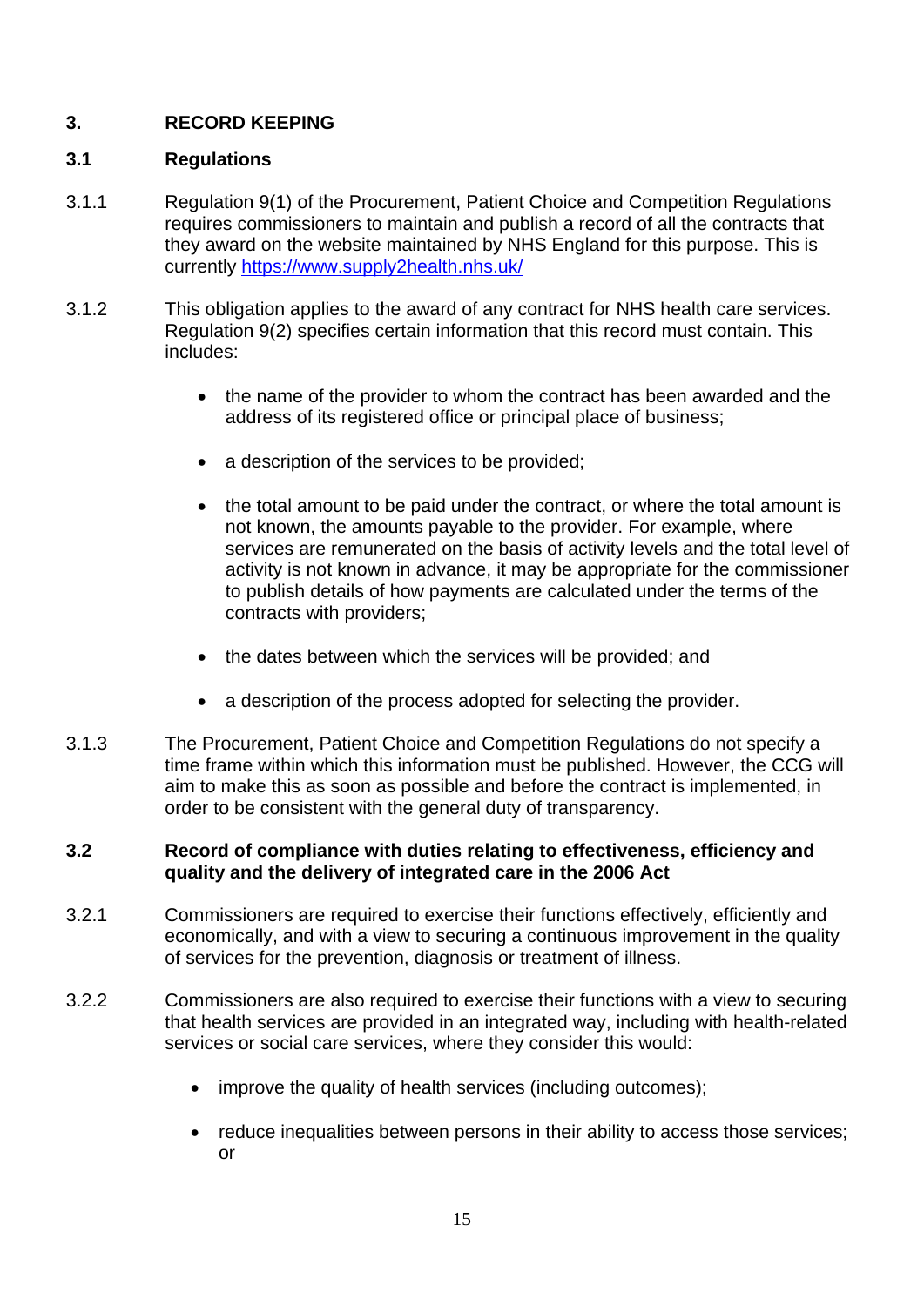## 3. RECORD KEEPING

### 3.1 Regulations

3.1.1 Regulation 9(1) of the Procurement, Patient Choice and Competition Regulations requires commissioners to maintain and publish a record of all the contracts that they award on the website maintained by NHS England for this purpose. This is currently [https://www.supply2health.nhs.uk/](https://www.supply2health.nhs.uk/)

3.1.2 This obligation applies to the award of any contract for NHS health care services. Regulation 9(2) specifies certain information that this record must contain. This includes:

- the name of the provider to whom the contract has been awarded and the address of its registered office or principal place of business;
- a description of the services to be provided;
- the total amount to be paid under the contract, or where the total amount is not known, the amounts payable to the provider. For example, where services are remunerated on the basis of activity levels and the total level of activity is not known in advance, it may be appropriate for the commissioner to publish details of how payments are calculated under the terms of the contracts with providers;
- the dates between which the services will be provided; and
- a description of the process adopted for selecting the provider.

3.1.3 The Procurement, Patient Choice and Competition Regulations do not specify a time frame within which this information must be published. However, the CCG will aim to make this as soon as possible and before the contract is implemented, in order to be consistent with the general duty of transparency.

### 3.2 Record of compliance with duties relating to effectiveness, efficiency and quality and the delivery of integrated care in the 2006 Act

3.2.1 Commissioners are required to exercise their functions effectively, efficiently and economically, and with a view to securing a continuous improvement in the quality of services for the prevention, diagnosis or treatment of illness.

3.2.2 Commissioners are also required to exercise their functions with a view to securing that health services are provided in an integrated way, including with health-related services or social care services, where they consider this would:

- improve the quality of health services (including outcomes);
- reduce inequalities between persons in their ability to access those services; or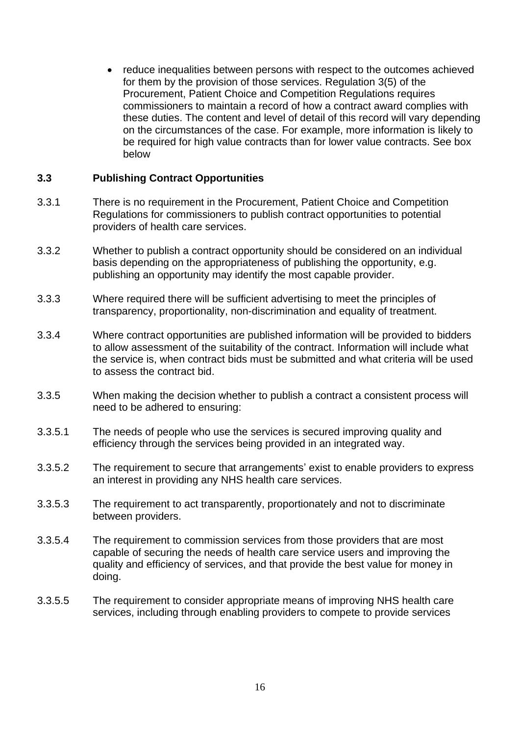- reduce inequalities between persons with respect to the outcomes achieved for them by the provision of those services. Regulation 3(5) of the Procurement, Patient Choice and Competition Regulations requires commissioners to maintain a record of how a contract award complies with these duties. The content and level of detail of this record will vary depending on the circumstances of the case. For example, more information is likely to be required for high value contracts than for lower value contracts. See box below

### 3.3 Publishing Contract Opportunities

3.3.1 There is no requirement in the Procurement, Patient Choice and Competition Regulations for commissioners to publish contract opportunities to potential providers of health care services.

3.3.2 Whether to publish a contract opportunity should be considered on an individual basis depending on the appropriateness of publishing the opportunity, e.g. publishing an opportunity may identify the most capable provider.

3.3.3 Where required there will be sufficient advertising to meet the principles of transparency, proportionality, non-discrimination and equality of treatment.

3.3.4 Where contract opportunities are published information will be provided to bidders to allow assessment of the suitability of the contract. Information will include what the service is, when contract bids must be submitted and what criteria will be used to assess the contract bid.

3.3.5 When making the decision whether to publish a contract a consistent process will need to be adhered to ensuring:

3.3.5.1 The needs of people who use the services is secured improving quality and efficiency through the services being provided in an integrated way.

3.3.5.2 The requirement to secure that arrangements' exist to enable providers to express an interest in providing any NHS health care services.

3.3.5.3 The requirement to act transparently, proportionately and not to discriminate between providers.

3.3.5.4 The requirement to commission services from those providers that are most capable of securing the needs of health care service users and improving the quality and efficiency of services, and that provide the best value for money in doing.

3.3.5.5 The requirement to consider appropriate means of improving NHS health care services, including through enabling providers to compete to provide services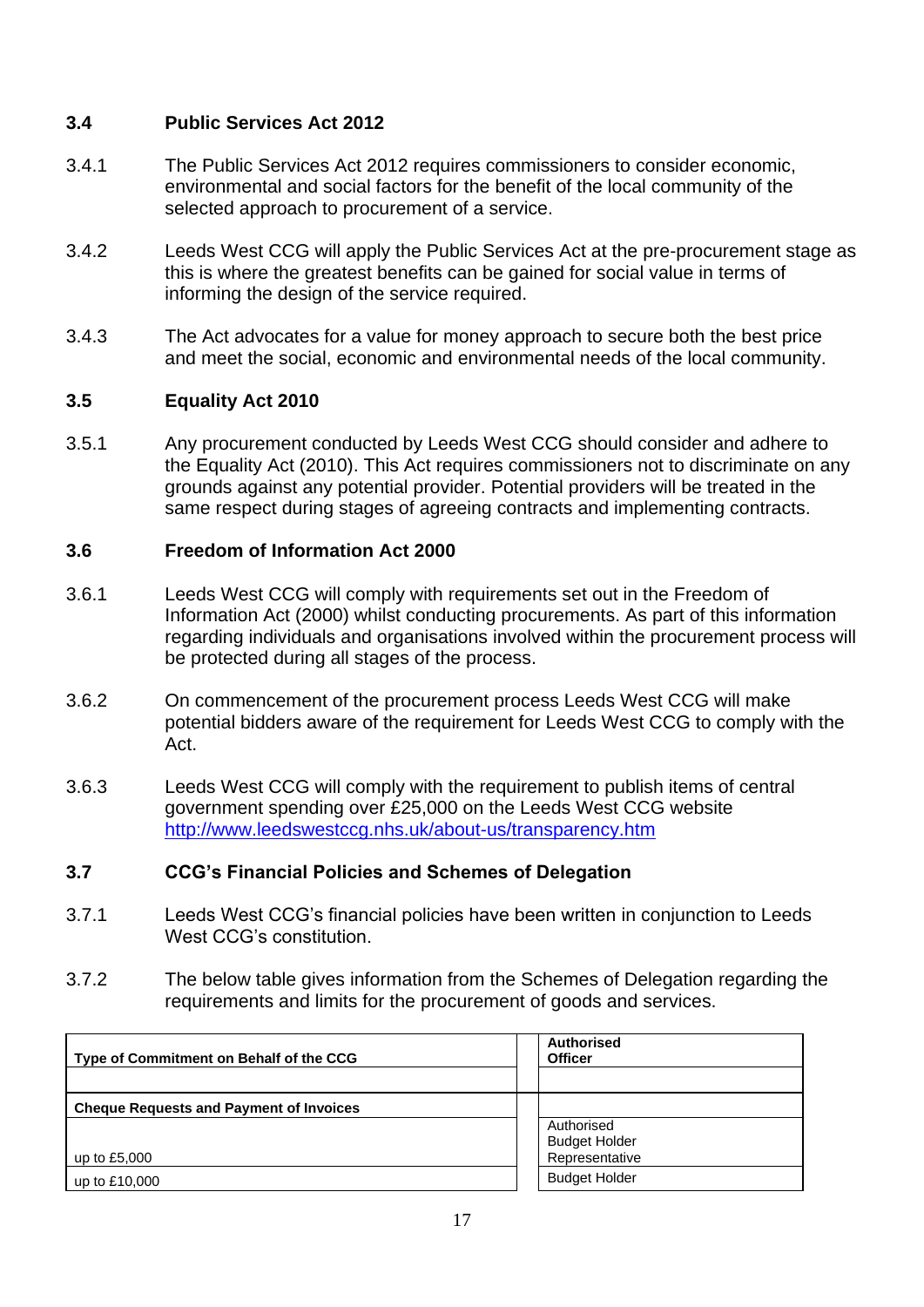### 3.4 Public Services Act 2012

3.4.1 The Public Services Act 2012 requires commissioners to consider economic, environmental and social factors for the benefit of the local community of the selected approach to procurement of a service.

3.4.2 Leeds West CCG will apply the Public Services Act at the pre-procurement stage as this is where the greatest benefits can be gained for social value in terms of informing the design of the service required.

3.4.3 The Act advocates for a value for money approach to secure both the best price and meet the social, economic and environmental needs of the local community.

### 3.5 Equality Act 2010

3.5.1 Any procurement conducted by Leeds West CCG should consider and adhere to the Equality Act (2010). This Act requires commissioners not to discriminate on any grounds against any potential provider. Potential providers will be treated in the same respect during stages of agreeing contracts and implementing contracts.

### 3.6 Freedom of Information Act 2000

3.6.1 Leeds West CCG will comply with requirements set out in the Freedom of Information Act (2000) whilst conducting procurements. As part of this information regarding individuals and organisations involved within the procurement process will be protected during all stages of the process.

3.6.2 On commencement of the procurement process Leeds West CCG will make potential bidders aware of the requirement for Leeds West CCG to comply with the Act.

3.6.3 Leeds West CCG will comply with the requirement to publish items of central government spending over £25,000 on the Leeds West CCG website http://www.leedswestccg.nhs.uk/about-us/transparency.htm

### 3.7 CCG's Financial Policies and Schemes of Delegation

3.7.1 Leeds West CCG's financial policies have been written in conjunction to Leeds West CCG's constitution.

3.7.2 The below table gives information from the Schemes of Delegation regarding the requirements and limits for the procurement of goods and services.

| Type of Commitment on Behalf of the CCG | Authorised Officer |
|---|---|
| | |
| **Cheque Requests and Payment of Invoices** | |
| up to £5,000 | Authorised Budget Holder Representative |
| up to £10,000 | Budget Holder |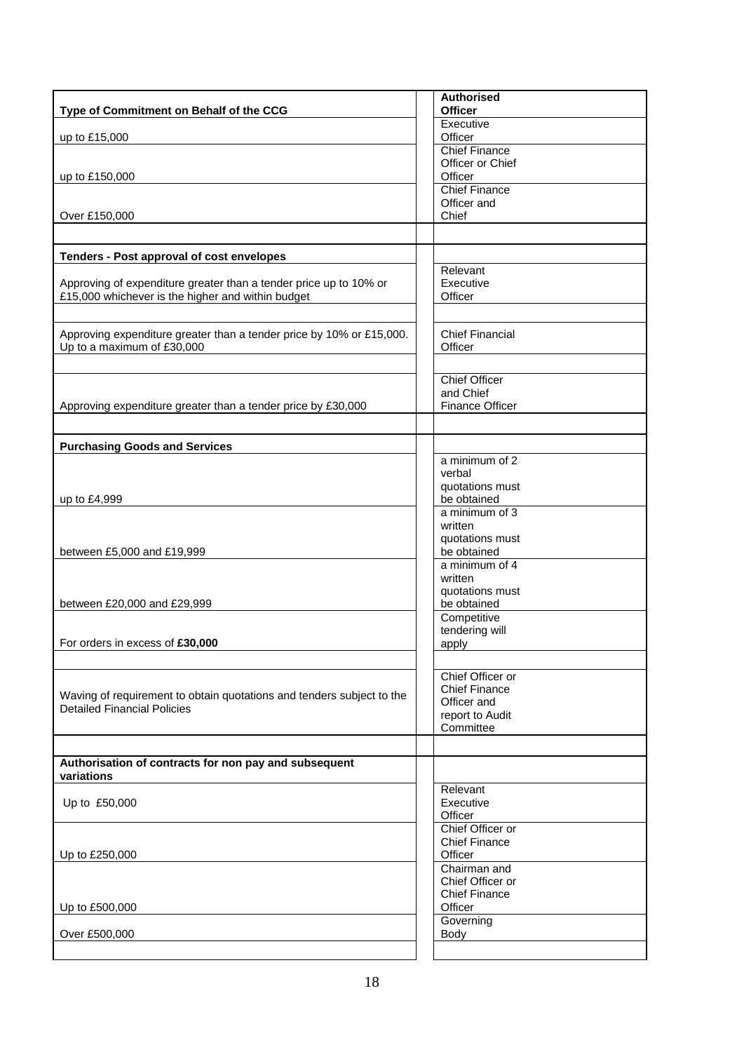| Type of Commitment on Behalf of the CCG | Authorised Officer |
|---|---|
| up to £15,000 | Executive Officer |
| up to £150,000 | Chief Finance Officer or Chief Officer |
| Over £150,000 | Chief Finance Officer and Chief |
| | |
| **Tenders - Post approval of cost envelopes** | |
| Approving of expenditure greater than a tender price up to 10% or £15,000 whichever is the higher and within budget | Relevant Executive Officer |
| | |
| Approving expenditure greater than a tender price by 10% or £15,000. Up to a maximum of £30,000 | Chief Financial Officer |
| | |
| Approving expenditure greater than a tender price by £30,000 | Chief Officer and Chief Finance Officer |
| | |
| **Purchasing Goods and Services** | |
| up to £4,999 | a minimum of 2 verbal quotations must be obtained |
| between £5,000 and £19,999 | a minimum of 3 written quotations must be obtained |
| between £20,000 and £29,999 | a minimum of 4 written quotations must be obtained |
| For orders in excess of **£30,000** | Competitive tendering will apply |
| | |
| Waving of requirement to obtain quotations and tenders subject to the Detailed Financial Policies | Chief Officer or Chief Finance Officer and report to Audit Committee |
| | |
| **Authorisation of contracts for non pay and subsequent variations** | |
| Up to £50,000 | Relevant Executive Officer |
| Up to £250,000 | Chief Officer or Chief Finance Officer |
| Up to £500,000 | Chairman and Chief Officer or Chief Finance Officer |
| Over £500,000 | Governing Body |
| | |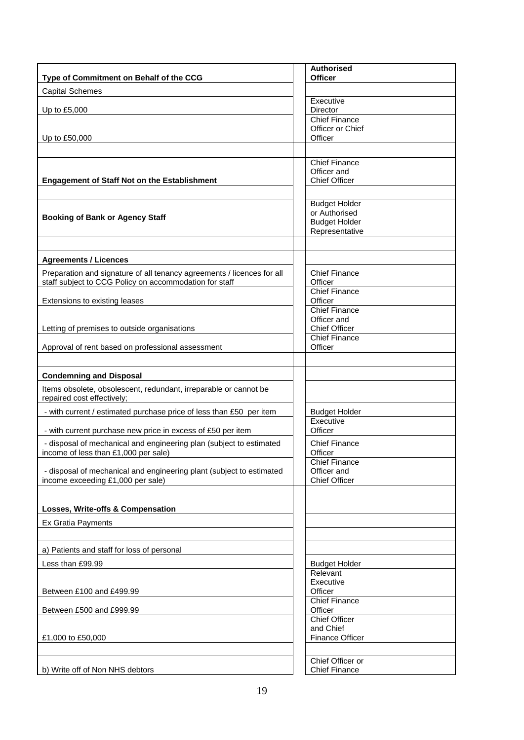| **Type of Commitment on Behalf of the CCG** | **Authorised Officer** |
|---|---|
| Capital Schemes | |
| Up to £5,000 | Executive Director |
| Up to £50,000 | Chief Finance Officer or Chief Officer |
| | |
| **Engagement of Staff Not on the Establishment** | Chief Finance Officer and Chief Officer |
| | |
| **Booking of Bank or Agency Staff** | Budget Holder or Authorised Budget Holder Representative |
| | |
| **Agreements / Licences** | |
| Preparation and signature of all tenancy agreements / licences for all staff subject to CCG Policy on accommodation for staff | Chief Finance Officer |
| Extensions to existing leases | Chief Finance Officer |
| Letting of premises to outside organisations | Chief Finance Officer and Chief Officer |
| Approval of rent based on professional assessment | Chief Finance Officer |
| | |
| **Condemning and Disposal** | |
| Items obsolete, obsolescent, redundant, irreparable or cannot be repaired cost effectively; | |
| - with current / estimated purchase price of less than £50 per item | Budget Holder |
| - with current purchase new price in excess of £50 per item | Executive Officer |
| - disposal of mechanical and engineering plan (subject to estimated income of less than £1,000 per sale) | Chief Finance Officer |
| - disposal of mechanical and engineering plant (subject to estimated income exceeding £1,000 per sale) | Chief Finance Officer and Chief Officer |
| | |
| **Losses, Write-offs & Compensation** | |
| Ex Gratia Payments | |
| | |
| a) Patients and staff for loss of personal | |
| Less than £99.99 | Budget Holder |
| Between £100 and £499.99 | Relevant Executive Officer |
| Between £500 and £999.99 | Chief Finance Officer |
| £1,000 to £50,000 | Chief Officer and Chief Finance Officer |
| | |
| b) Write off of Non NHS debtors | Chief Officer or Chief Finance |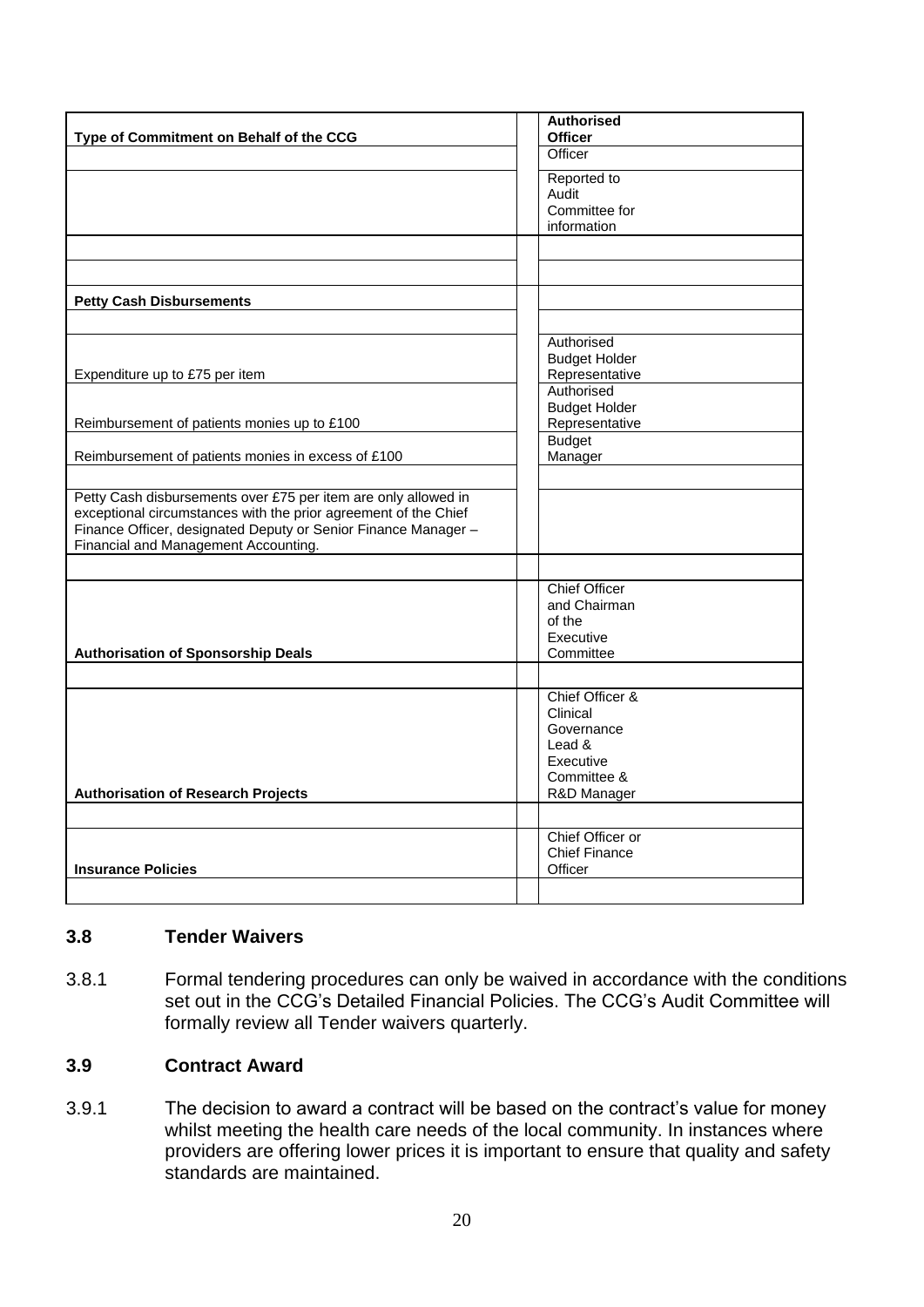| Type of Commitment on Behalf of the CCG | | Authorised Officer |
|---|---|---|
| | | Officer |
| | | Reported to Audit Committee for information |
| | | |
| | | |
| **Petty Cash Disbursements** | | |
| | | |
| Expenditure up to £75 per item | | Authorised Budget Holder Representative |
| Reimbursement of patients monies up to £100 | | Authorised Budget Holder Representative |
| Reimbursement of patients monies in excess of £100 | | Budget Manager |
| | | |
| Petty Cash disbursements over £75 per item are only allowed in exceptional circumstances with the prior agreement of the Chief Finance Officer, designated Deputy or Senior Finance Manager – Financial and Management Accounting. | | |
| | | |
| **Authorisation of Sponsorship Deals** | | Chief Officer and Chairman of the Executive Committee |
| | | |
| **Authorisation of Research Projects** | | Chief Officer & Clinical Governance Lead & Executive Committee & R&D Manager |
| | | |
| **Insurance Policies** | | Chief Officer or Chief Finance Officer |
| | | |

### 3.8 Tender Waivers

3.8.1 Formal tendering procedures can only be waived in accordance with the conditions set out in the CCG's Detailed Financial Policies. The CCG's Audit Committee will formally review all Tender waivers quarterly.

### 3.9 Contract Award

3.9.1 The decision to award a contract will be based on the contract's value for money whilst meeting the health care needs of the local community. In instances where providers are offering lower prices it is important to ensure that quality and safety standards are maintained.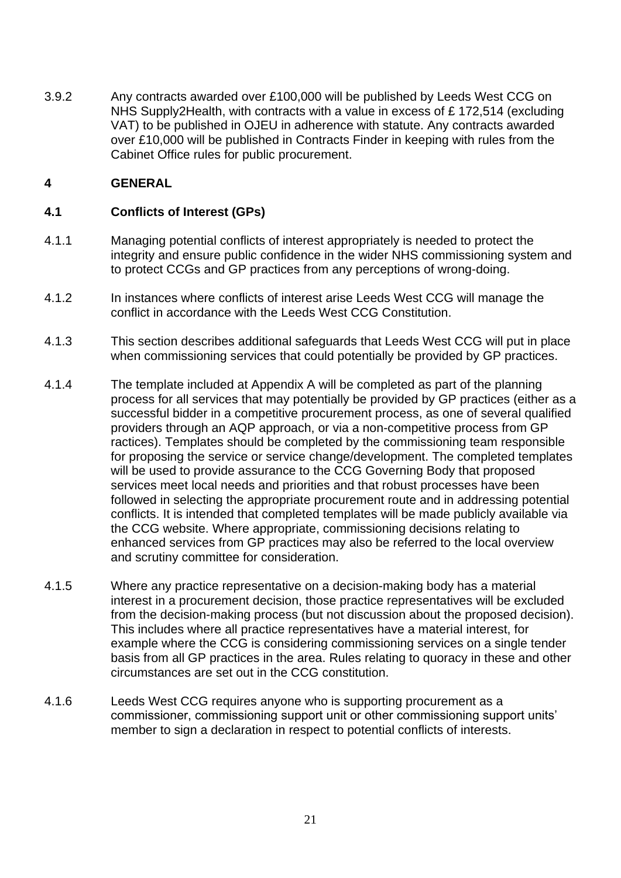3.9.2 Any contracts awarded over £100,000 will be published by Leeds West CCG on NHS Supply2Health, with contracts with a value in excess of £ 172,514 (excluding VAT) to be published in OJEU in adherence with statute. Any contracts awarded over £10,000 will be published in Contracts Finder in keeping with rules from the Cabinet Office rules for public procurement.

## 4 GENERAL

### 4.1 Conflicts of Interest (GPs)

4.1.1 Managing potential conflicts of interest appropriately is needed to protect the integrity and ensure public confidence in the wider NHS commissioning system and to protect CCGs and GP practices from any perceptions of wrong-doing.

4.1.2 In instances where conflicts of interest arise Leeds West CCG will manage the conflict in accordance with the Leeds West CCG Constitution.

4.1.3 This section describes additional safeguards that Leeds West CCG will put in place when commissioning services that could potentially be provided by GP practices.

4.1.4 The template included at Appendix A will be completed as part of the planning process for all services that may potentially be provided by GP practices (either as a successful bidder in a competitive procurement process, as one of several qualified providers through an AQP approach, or via a non-competitive process from GP ractices). Templates should be completed by the commissioning team responsible for proposing the service or service change/development. The completed templates will be used to provide assurance to the CCG Governing Body that proposed services meet local needs and priorities and that robust processes have been followed in selecting the appropriate procurement route and in addressing potential conflicts. It is intended that completed templates will be made publicly available via the CCG website. Where appropriate, commissioning decisions relating to enhanced services from GP practices may also be referred to the local overview and scrutiny committee for consideration.

4.1.5 Where any practice representative on a decision-making body has a material interest in a procurement decision, those practice representatives will be excluded from the decision-making process (but not discussion about the proposed decision). This includes where all practice representatives have a material interest, for example where the CCG is considering commissioning services on a single tender basis from all GP practices in the area. Rules relating to quoracy in these and other circumstances are set out in the CCG constitution.

4.1.6 Leeds West CCG requires anyone who is supporting procurement as a commissioner, commissioning support unit or other commissioning support units' member to sign a declaration in respect to potential conflicts of interests.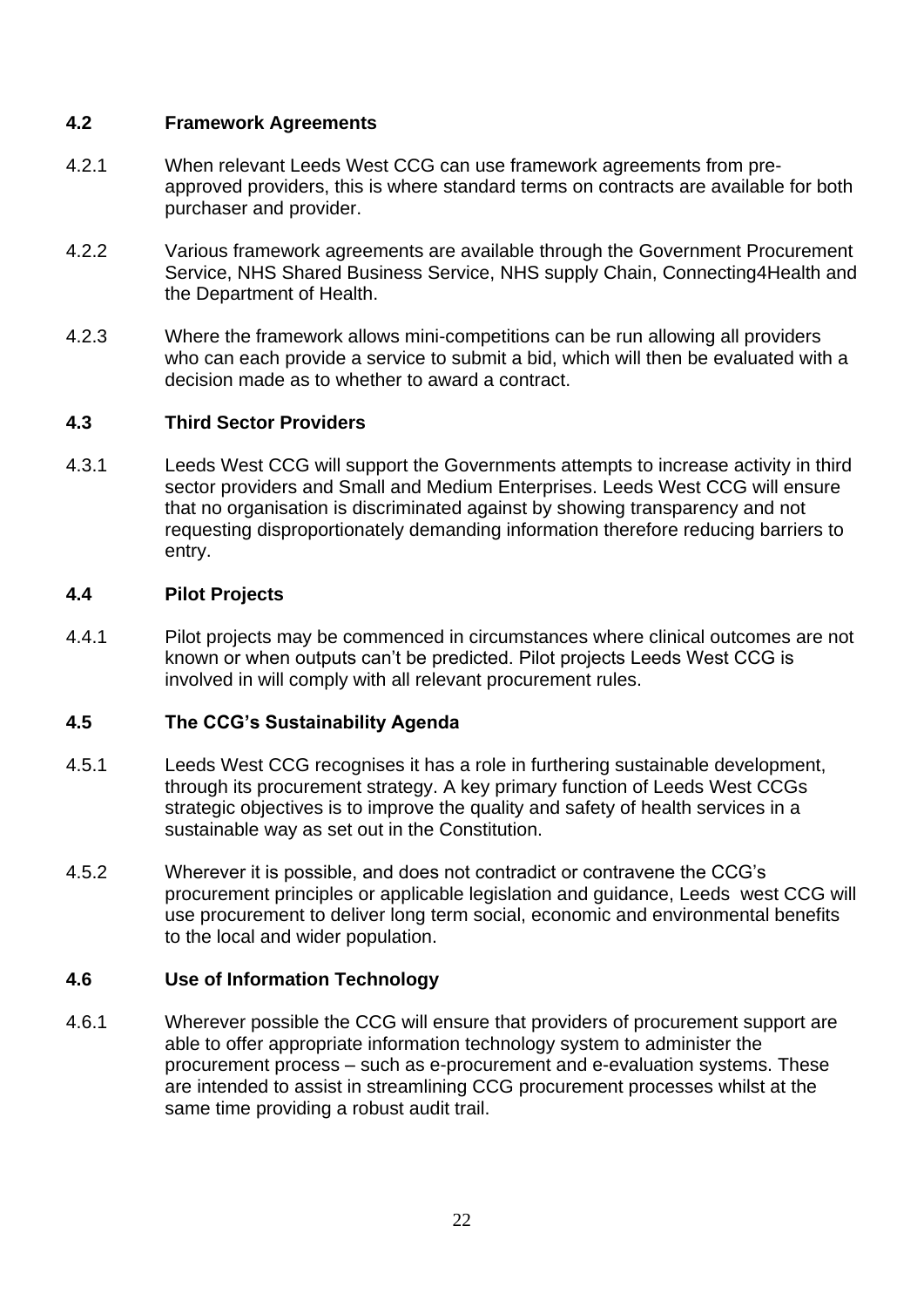### 4.2 Framework Agreements

4.2.1 When relevant Leeds West CCG can use framework agreements from pre-approved providers, this is where standard terms on contracts are available for both purchaser and provider.

4.2.2 Various framework agreements are available through the Government Procurement Service, NHS Shared Business Service, NHS supply Chain, Connecting4Health and the Department of Health.

4.2.3 Where the framework allows mini-competitions can be run allowing all providers who can each provide a service to submit a bid, which will then be evaluated with a decision made as to whether to award a contract.

### 4.3 Third Sector Providers

4.3.1 Leeds West CCG will support the Governments attempts to increase activity in third sector providers and Small and Medium Enterprises. Leeds West CCG will ensure that no organisation is discriminated against by showing transparency and not requesting disproportionately demanding information therefore reducing barriers to entry.

### 4.4 Pilot Projects

4.4.1 Pilot projects may be commenced in circumstances where clinical outcomes are not known or when outputs can't be predicted. Pilot projects Leeds West CCG is involved in will comply with all relevant procurement rules.

### 4.5 The CCG's Sustainability Agenda

4.5.1 Leeds West CCG recognises it has a role in furthering sustainable development, through its procurement strategy. A key primary function of Leeds West CCGs strategic objectives is to improve the quality and safety of health services in a sustainable way as set out in the Constitution.

4.5.2 Wherever it is possible, and does not contradict or contravene the CCG's procurement principles or applicable legislation and guidance, Leeds west CCG will use procurement to deliver long term social, economic and environmental benefits to the local and wider population.

### 4.6 Use of Information Technology

4.6.1 Wherever possible the CCG will ensure that providers of procurement support are able to offer appropriate information technology system to administer the procurement process – such as e-procurement and e-evaluation systems. These are intended to assist in streamlining CCG procurement processes whilst at the same time providing a robust audit trail.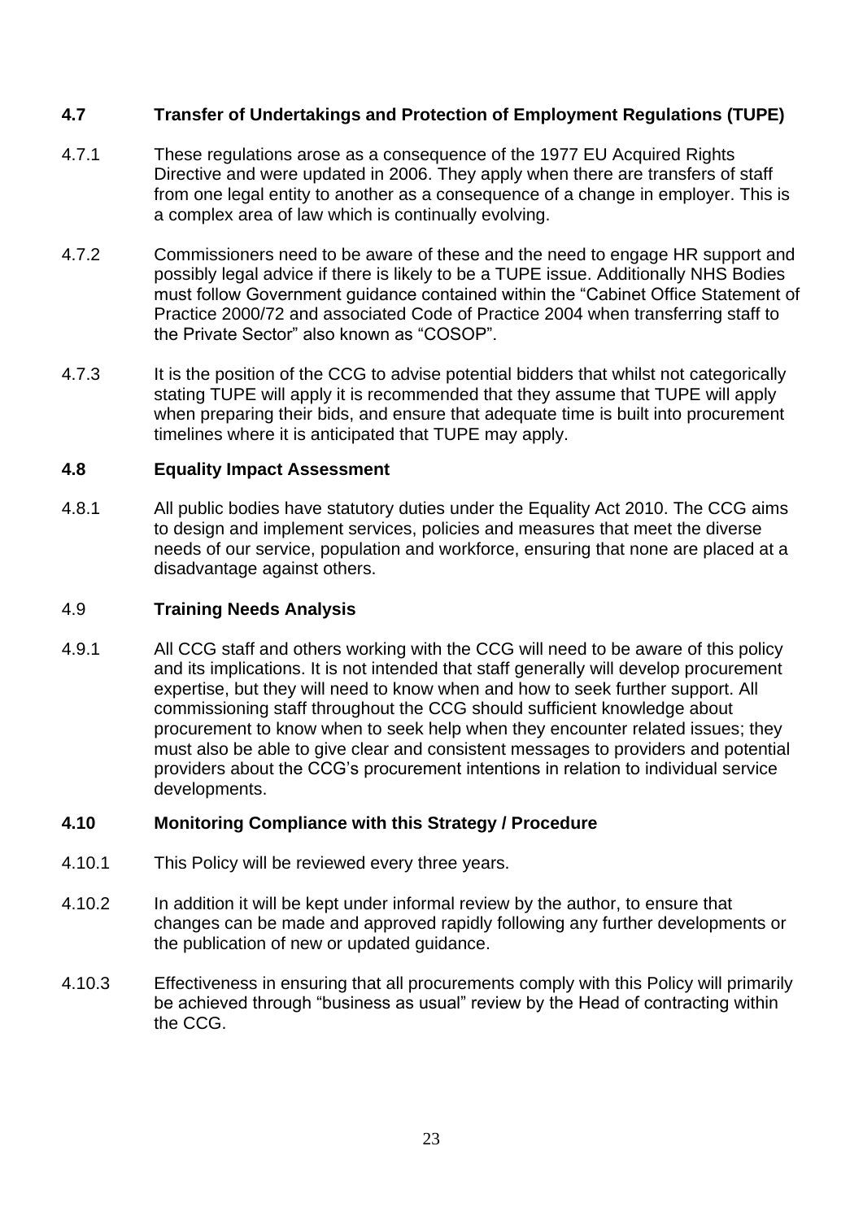### 4.7 Transfer of Undertakings and Protection of Employment Regulations (TUPE)

4.7.1 These regulations arose as a consequence of the 1977 EU Acquired Rights Directive and were updated in 2006. They apply when there are transfers of staff from one legal entity to another as a consequence of a change in employer. This is a complex area of law which is continually evolving.

4.7.2 Commissioners need to be aware of these and the need to engage HR support and possibly legal advice if there is likely to be a TUPE issue. Additionally NHS Bodies must follow Government guidance contained within the "Cabinet Office Statement of Practice 2000/72 and associated Code of Practice 2004 when transferring staff to the Private Sector" also known as "COSOP".

4.7.3 It is the position of the CCG to advise potential bidders that whilst not categorically stating TUPE will apply it is recommended that they assume that TUPE will apply when preparing their bids, and ensure that adequate time is built into procurement timelines where it is anticipated that TUPE may apply.

### 4.8 Equality Impact Assessment

4.8.1 All public bodies have statutory duties under the Equality Act 2010. The CCG aims to design and implement services, policies and measures that meet the diverse needs of our service, population and workforce, ensuring that none are placed at a disadvantage against others.

### 4.9 Training Needs Analysis

4.9.1 All CCG staff and others working with the CCG will need to be aware of this policy and its implications. It is not intended that staff generally will develop procurement expertise, but they will need to know when and how to seek further support. All commissioning staff throughout the CCG should sufficient knowledge about procurement to know when to seek help when they encounter related issues; they must also be able to give clear and consistent messages to providers and potential providers about the CCG's procurement intentions in relation to individual service developments.

### 4.10 Monitoring Compliance with this Strategy / Procedure

4.10.1 This Policy will be reviewed every three years.

4.10.2 In addition it will be kept under informal review by the author, to ensure that changes can be made and approved rapidly following any further developments or the publication of new or updated guidance.

4.10.3 Effectiveness in ensuring that all procurements comply with this Policy will primarily be achieved through "business as usual" review by the Head of contracting within the CCG.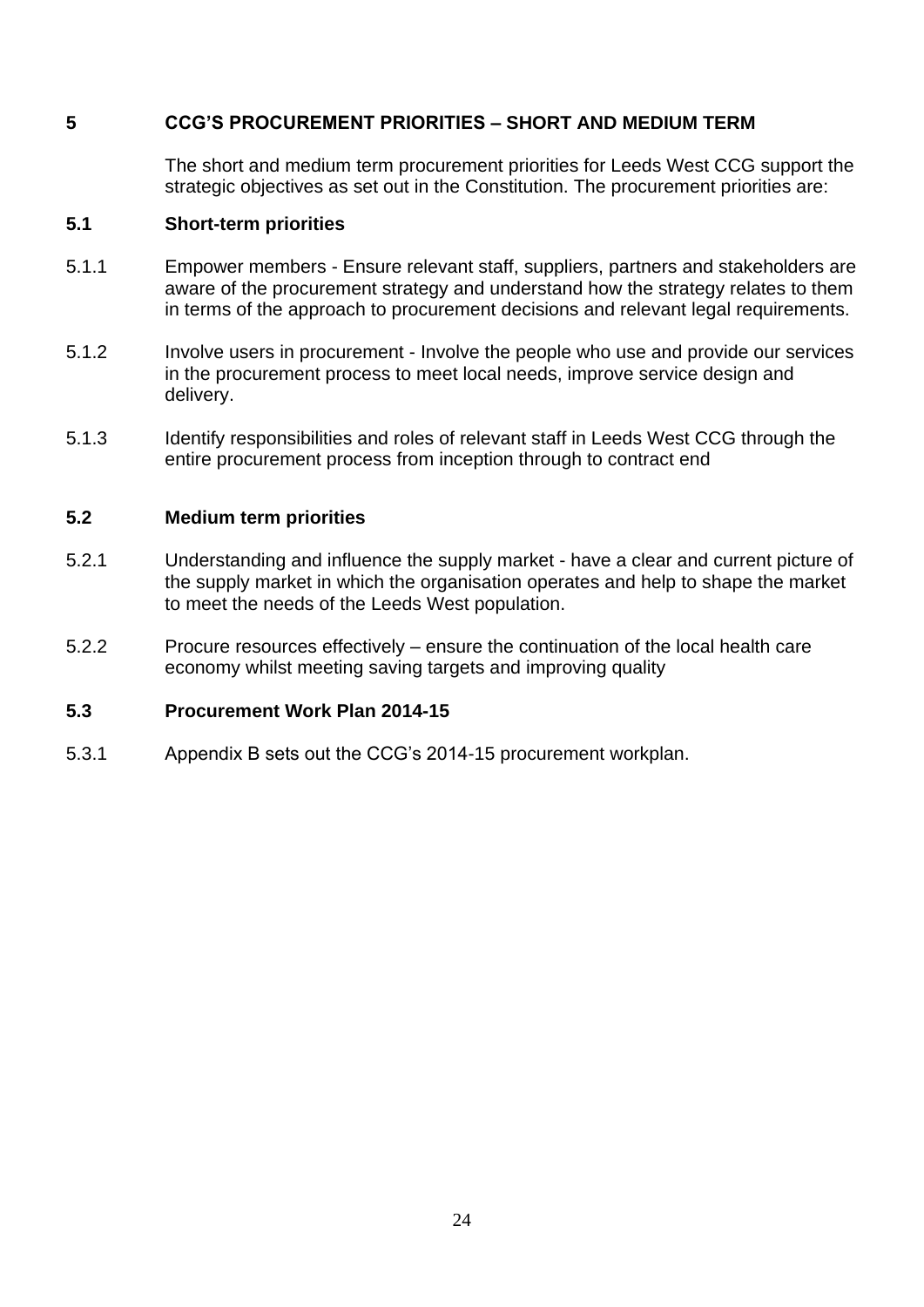## 5 CCG'S PROCUREMENT PRIORITIES – SHORT AND MEDIUM TERM

The short and medium term procurement priorities for Leeds West CCG support the strategic objectives as set out in the Constitution. The procurement priorities are:

### 5.1 Short-term priorities

5.1.1 Empower members - Ensure relevant staff, suppliers, partners and stakeholders are aware of the procurement strategy and understand how the strategy relates to them in terms of the approach to procurement decisions and relevant legal requirements.

5.1.2 Involve users in procurement - Involve the people who use and provide our services in the procurement process to meet local needs, improve service design and delivery.

5.1.3 Identify responsibilities and roles of relevant staff in Leeds West CCG through the entire procurement process from inception through to contract end

### 5.2 Medium term priorities

5.2.1 Understanding and influence the supply market - have a clear and current picture of the supply market in which the organisation operates and help to shape the market to meet the needs of the Leeds West population.

5.2.2 Procure resources effectively – ensure the continuation of the local health care economy whilst meeting saving targets and improving quality

### 5.3 Procurement Work Plan 2014-15

5.3.1 Appendix B sets out the CCG's 2014-15 procurement workplan.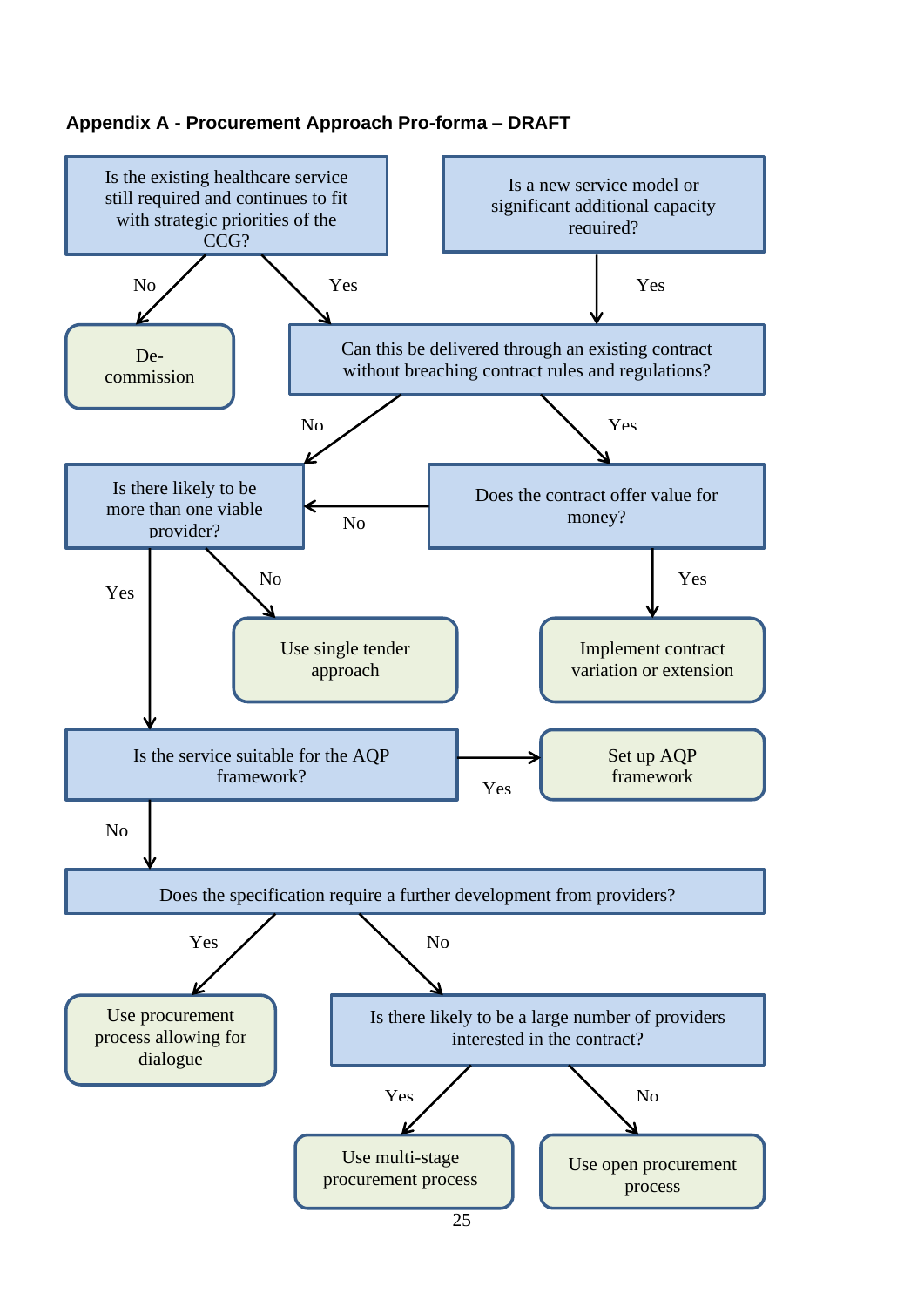### Appendix A - Procurement Approach Pro-forma – DRAFT

Is the existing healthcare service still required and continues to fit with strategic priorities of the CCG?

- No → De-commission
- Yes → Can this be delivered through an existing contract without breaching contract rules and regulations?

Is a new service model or significant additional capacity required?

- Yes → Can this be delivered through an existing contract without breaching contract rules and regulations?

Can this be delivered through an existing contract without breaching contract rules and regulations?

- No → Is there likely to be more than one viable provider?
- Yes → Does the contract offer value for money?

Does the contract offer value for money?

- No → Is there likely to be more than one viable provider?
- Yes → Implement contract variation or extension

Is there likely to be more than one viable provider?

- No → Use single tender approach
- Yes → Is the service suitable for the AQP framework?

Is the service suitable for the AQP framework?

- Yes → Set up AQP framework
- No → Does the specification require a further development from providers?

Does the specification require a further development from providers?

- Yes → Use procurement process allowing for dialogue
- No → Is there likely to be a large number of providers interested in the contract?

Is there likely to be a large number of providers interested in the contract?

- Yes → Use multi-stage procurement process
- No → Use open procurement process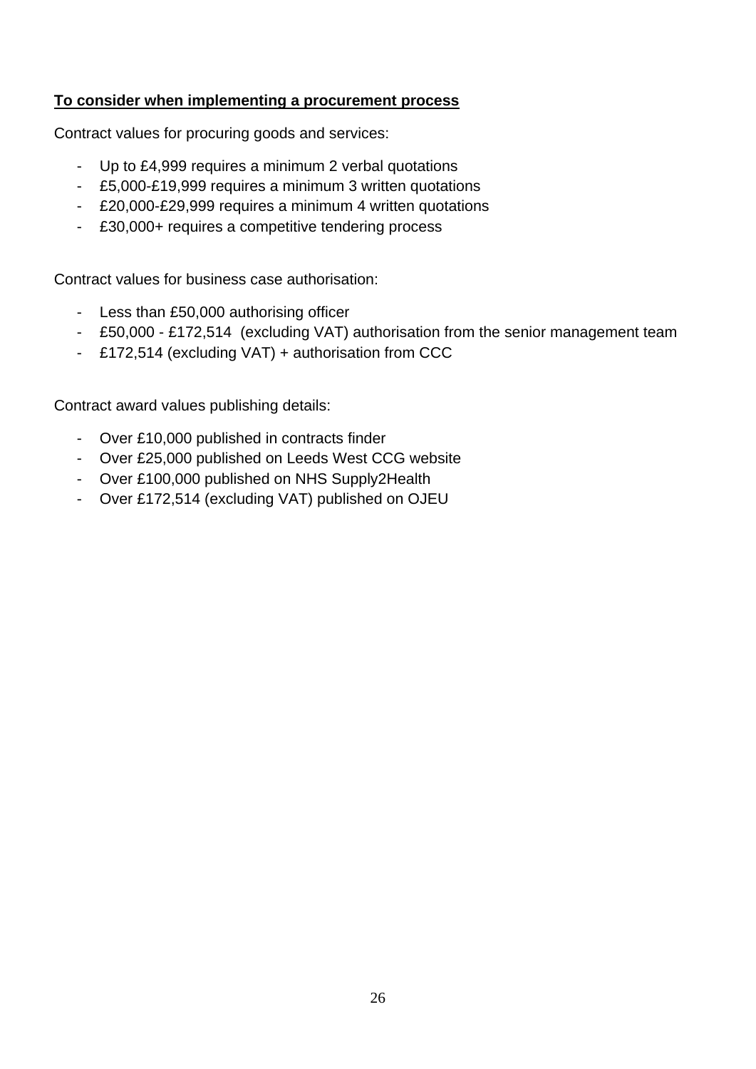**To consider when implementing a procurement process**

Contract values for procuring goods and services:

- Up to £4,999 requires a minimum 2 verbal quotations
- £5,000-£19,999 requires a minimum 3 written quotations
- £20,000-£29,999 requires a minimum 4 written quotations
- £30,000+ requires a competitive tendering process

Contract values for business case authorisation:

- Less than £50,000 authorising officer
- £50,000 - £172,514 (excluding VAT) authorisation from the senior management team
- £172,514 (excluding VAT) + authorisation from CCC

Contract award values publishing details:

- Over £10,000 published in contracts finder
- Over £25,000 published on Leeds West CCG website
- Over £100,000 published on NHS Supply2Health
- Over £172,514 (excluding VAT) published on OJEU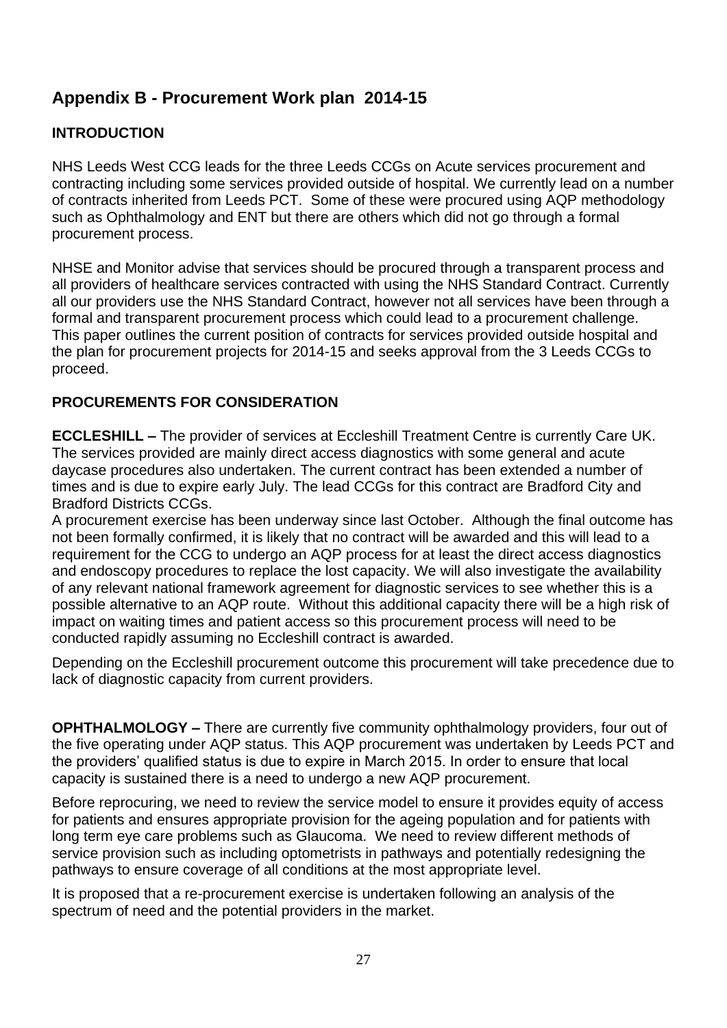## Appendix B - Procurement Work plan 2014-15

### INTRODUCTION

NHS Leeds West CCG leads for the three Leeds CCGs on Acute services procurement and contracting including some services provided outside of hospital. We currently lead on a number of contracts inherited from Leeds PCT. Some of these were procured using AQP methodology such as Ophthalmology and ENT but there are others which did not go through a formal procurement process.

NHSE and Monitor advise that services should be procured through a transparent process and all providers of healthcare services contracted with using the NHS Standard Contract. Currently all our providers use the NHS Standard Contract, however not all services have been through a formal and transparent procurement process which could lead to a procurement challenge. This paper outlines the current position of contracts for services provided outside hospital and the plan for procurement projects for 2014-15 and seeks approval from the 3 Leeds CCGs to proceed.

### PROCUREMENTS FOR CONSIDERATION

**ECCLESHILL –** The provider of services at Eccleshill Treatment Centre is currently Care UK. The services provided are mainly direct access diagnostics with some general and acute daycase procedures also undertaken. The current contract has been extended a number of times and is due to expire early July. The lead CCGs for this contract are Bradford City and Bradford Districts CCGs.
A procurement exercise has been underway since last October. Although the final outcome has not been formally confirmed, it is likely that no contract will be awarded and this will lead to a requirement for the CCG to undergo an AQP process for at least the direct access diagnostics and endoscopy procedures to replace the lost capacity. We will also investigate the availability of any relevant national framework agreement for diagnostic services to see whether this is a possible alternative to an AQP route. Without this additional capacity there will be a high risk of impact on waiting times and patient access so this procurement process will need to be conducted rapidly assuming no Eccleshill contract is awarded.

Depending on the Eccleshill procurement outcome this procurement will take precedence due to lack of diagnostic capacity from current providers.

**OPHTHALMOLOGY –** There are currently five community ophthalmology providers, four out of the five operating under AQP status. This AQP procurement was undertaken by Leeds PCT and the providers' qualified status is due to expire in March 2015. In order to ensure that local capacity is sustained there is a need to undergo a new AQP procurement.

Before reprocuring, we need to review the service model to ensure it provides equity of access for patients and ensures appropriate provision for the ageing population and for patients with long term eye care problems such as Glaucoma. We need to review different methods of service provision such as including optometrists in pathways and potentially redesigning the pathways to ensure coverage of all conditions at the most appropriate level.

It is proposed that a re-procurement exercise is undertaken following an analysis of the spectrum of need and the potential providers in the market.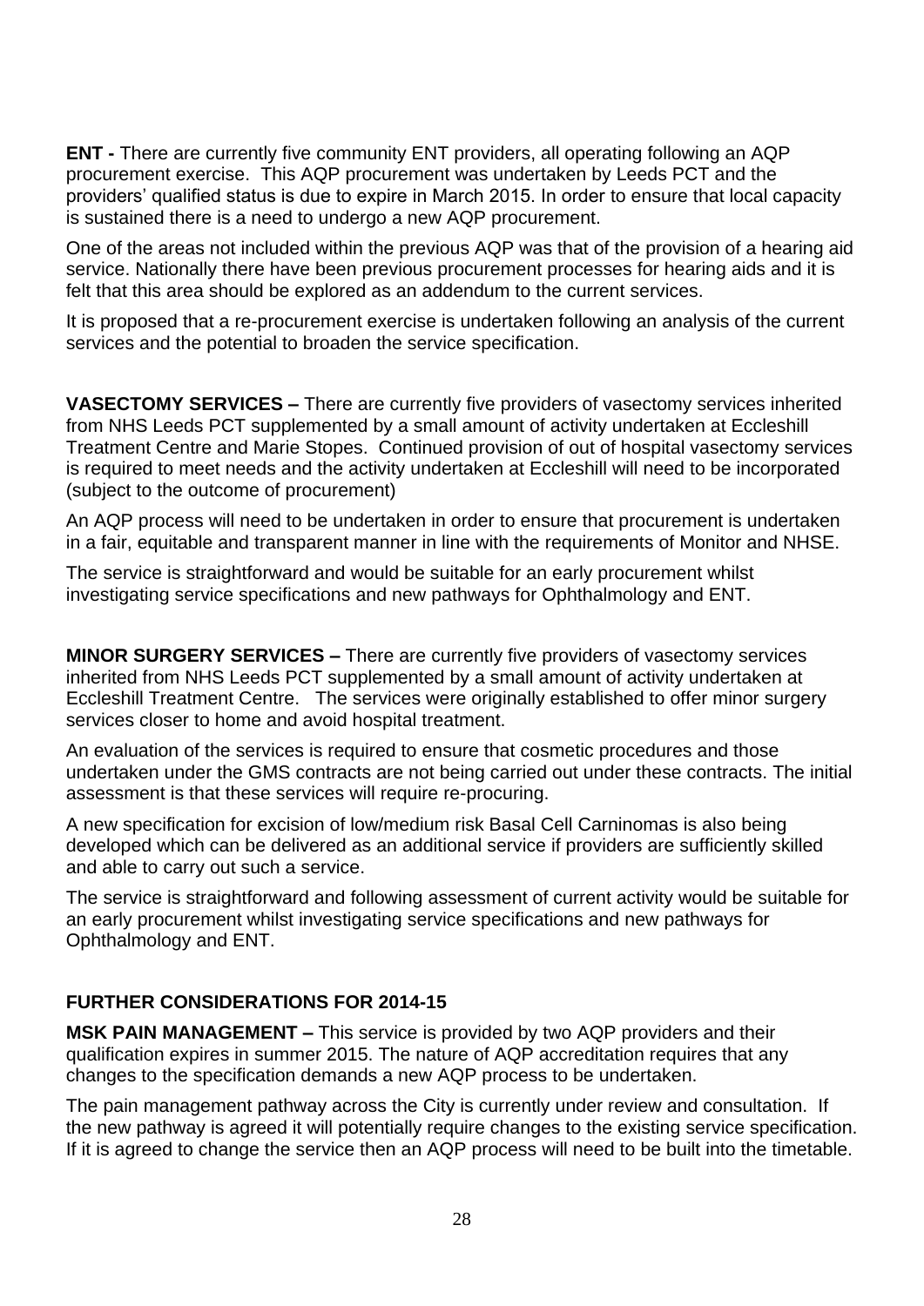**ENT -** There are currently five community ENT providers, all operating following an AQP procurement exercise. This AQP procurement was undertaken by Leeds PCT and the providers' qualified status is due to expire in March 2015. In order to ensure that local capacity is sustained there is a need to undergo a new AQP procurement.

One of the areas not included within the previous AQP was that of the provision of a hearing aid service. Nationally there have been previous procurement processes for hearing aids and it is felt that this area should be explored as an addendum to the current services.

It is proposed that a re-procurement exercise is undertaken following an analysis of the current services and the potential to broaden the service specification.

**VASECTOMY SERVICES –** There are currently five providers of vasectomy services inherited from NHS Leeds PCT supplemented by a small amount of activity undertaken at Eccleshill Treatment Centre and Marie Stopes. Continued provision of out of hospital vasectomy services is required to meet needs and the activity undertaken at Eccleshill will need to be incorporated (subject to the outcome of procurement)

An AQP process will need to be undertaken in order to ensure that procurement is undertaken in a fair, equitable and transparent manner in line with the requirements of Monitor and NHSE.

The service is straightforward and would be suitable for an early procurement whilst investigating service specifications and new pathways for Ophthalmology and ENT.

**MINOR SURGERY SERVICES –** There are currently five providers of vasectomy services inherited from NHS Leeds PCT supplemented by a small amount of activity undertaken at Eccleshill Treatment Centre. The services were originally established to offer minor surgery services closer to home and avoid hospital treatment.

An evaluation of the services is required to ensure that cosmetic procedures and those undertaken under the GMS contracts are not being carried out under these contracts. The initial assessment is that these services will require re-procuring.

A new specification for excision of low/medium risk Basal Cell Carninomas is also being developed which can be delivered as an additional service if providers are sufficiently skilled and able to carry out such a service.

The service is straightforward and following assessment of current activity would be suitable for an early procurement whilst investigating service specifications and new pathways for Ophthalmology and ENT.

**FURTHER CONSIDERATIONS FOR 2014-15**

**MSK PAIN MANAGEMENT –** This service is provided by two AQP providers and their qualification expires in summer 2015. The nature of AQP accreditation requires that any changes to the specification demands a new AQP process to be undertaken.

The pain management pathway across the City is currently under review and consultation. If the new pathway is agreed it will potentially require changes to the existing service specification. If it is agreed to change the service then an AQP process will need to be built into the timetable.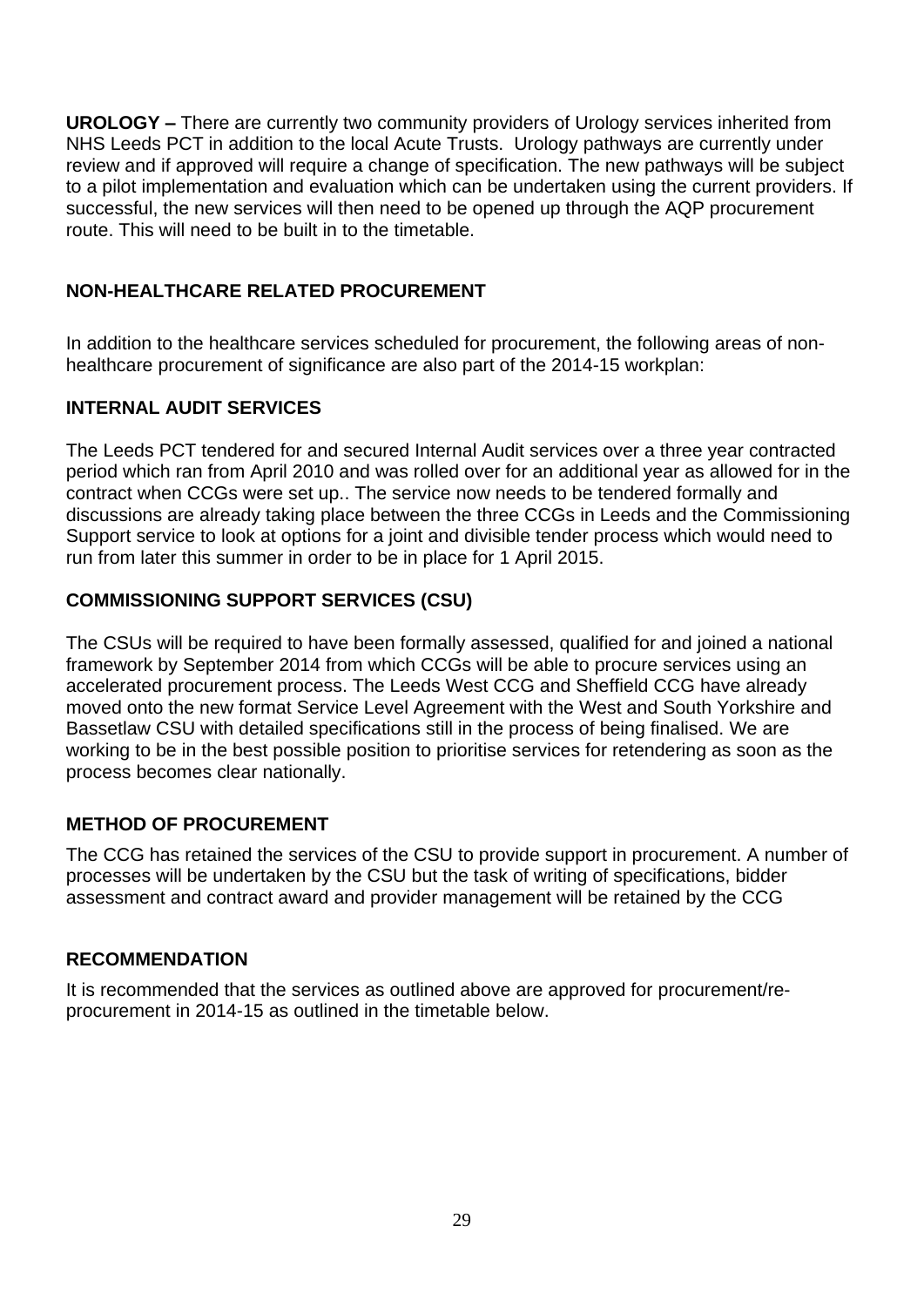**UROLOGY –** There are currently two community providers of Urology services inherited from NHS Leeds PCT in addition to the local Acute Trusts. Urology pathways are currently under review and if approved will require a change of specification. The new pathways will be subject to a pilot implementation and evaluation which can be undertaken using the current providers. If successful, the new services will then need to be opened up through the AQP procurement route. This will need to be built in to the timetable.

## NON-HEALTHCARE RELATED PROCUREMENT

In addition to the healthcare services scheduled for procurement, the following areas of non-healthcare procurement of significance are also part of the 2014-15 workplan:

### INTERNAL AUDIT SERVICES

The Leeds PCT tendered for and secured Internal Audit services over a three year contracted period which ran from April 2010 and was rolled over for an additional year as allowed for in the contract when CCGs were set up.. The service now needs to be tendered formally and discussions are already taking place between the three CCGs in Leeds and the Commissioning Support service to look at options for a joint and divisible tender process which would need to run from later this summer in order to be in place for 1 April 2015.

### COMMISSIONING SUPPORT SERVICES (CSU)

The CSUs will be required to have been formally assessed, qualified for and joined a national framework by September 2014 from which CCGs will be able to procure services using an accelerated procurement process. The Leeds West CCG and Sheffield CCG have already moved onto the new format Service Level Agreement with the West and South Yorkshire and Bassetlaw CSU with detailed specifications still in the process of being finalised. We are working to be in the best possible position to prioritise services for retendering as soon as the process becomes clear nationally.

### METHOD OF PROCUREMENT

The CCG has retained the services of the CSU to provide support in procurement. A number of processes will be undertaken by the CSU but the task of writing of specifications, bidder assessment and contract award and provider management will be retained by the CCG

### RECOMMENDATION

It is recommended that the services as outlined above are approved for procurement/re-procurement in 2014-15 as outlined in the timetable below.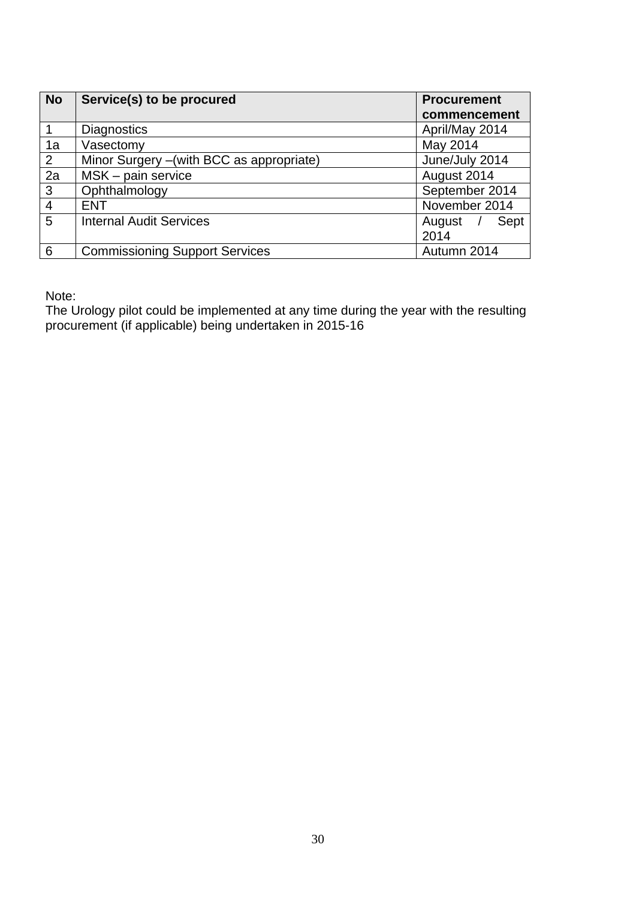| No | Service(s) to be procured | Procurement commencement |
|---|---|---|
| 1 | Diagnostics | April/May 2014 |
| 1a | Vasectomy | May 2014 |
| 2 | Minor Surgery –(with BCC as appropriate) | June/July 2014 |
| 2a | MSK – pain service | August 2014 |
| 3 | Ophthalmology | September 2014 |
| 4 | ENT | November 2014 |
| 5 | Internal Audit Services | August / Sept 2014 |
| 6 | Commissioning Support Services | Autumn 2014 |

Note:
The Urology pilot could be implemented at any time during the year with the resulting procurement (if applicable) being undertaken in 2015-16